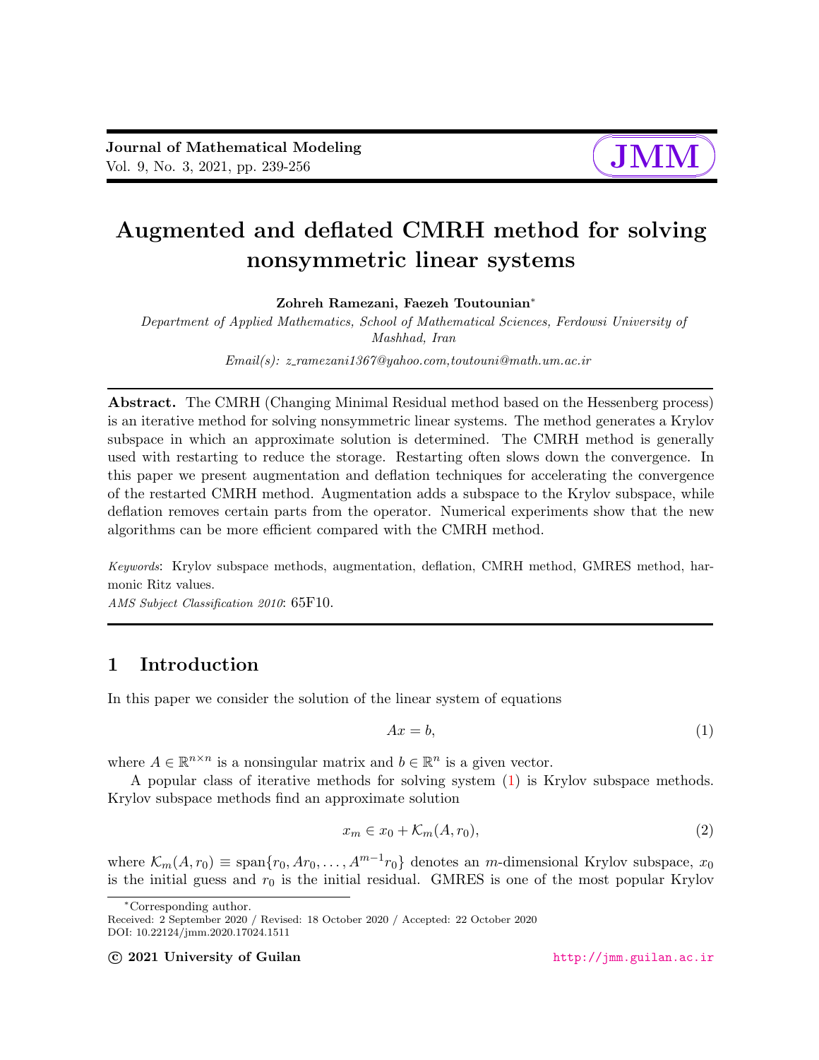# Augmented and deflated CMRH method for solving nonsymmetric linear systems

**Zohreh Ramezani, Faezeh Toutounian***

*Department of Applied Mathematics, School of Mathematical Sciences, Ferdowsi University of Mashhad, Iran*

*Email(s): z_ramezani1367@yahoo.com,toutouni@math.um.ac.ir*

**Abstract.** The CMRH (Changing Minimal Residual method based on the Hessenberg process) is an iterative method for solving nonsymmetric linear systems. The method generates a Krylov subspace in which an approximate solution is determined. The CMRH method is generally used with restarting to reduce the storage. Restarting often slows down the convergence. In this paper we present augmentation and deflation techniques for accelerating the convergence of the restarted CMRH method. Augmentation adds a subspace to the Krylov subspace, while deflation removes certain parts from the operator. Numerical experiments show that the new algorithms can be more efficient compared with the CMRH method.

*Keywords*: Krylov subspace methods, augmentation, deflation, CMRH method, GMRES method, harmonic Ritz values.

*AMS Subject Classification 2010*: 65F10.

## 1 Introduction

In this paper we consider the solution of the linear system of equations

$$Ax = b, \tag{1}$$

where $A \in \mathbb{R}^{n\times n}$ is a nonsingular matrix and $b \in \mathbb{R}^n$ is a given vector.

A popular class of iterative methods for solving system (1) is Krylov subspace methods. Krylov subspace methods find an approximate solution

$$x_m \in x_0 + \mathcal{K}_m(A, r_0), \tag{2}$$

where $\mathcal{K}_m(A, r_0) \equiv \text{span}\{r_0, Ar_0, \dots, A^{m-1}r_0\}$ denotes an $m$-dimensional Krylov subspace, $x_0$ is the initial guess and $r_0$ is the initial residual. GMRES is one of the most popular Krylov

*Corresponding author.

Received: 2 September 2020 / Revised: 18 October 2020 / Accepted: 22 October 2020

DOI: 10.22124/jmm.2020.17024.1511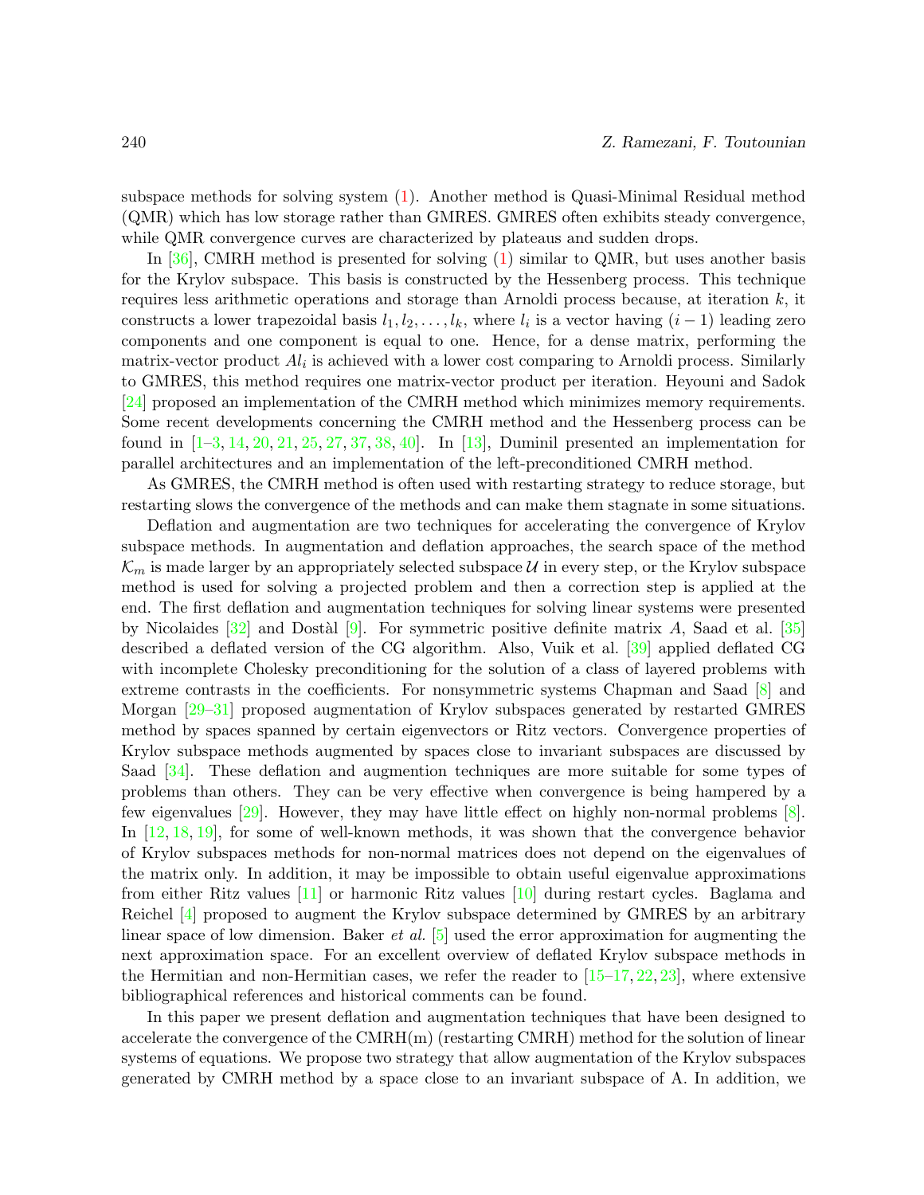subspace methods for solving system (1). Another method is Quasi-Minimal Residual method (QMR) which has low storage rather than GMRES. GMRES often exhibits steady convergence, while QMR convergence curves are characterized by plateaus and sudden drops.

In [36], CMRH method is presented for solving (1) similar to QMR, but uses another basis for the Krylov subspace. This basis is constructed by the Hessenberg process. This technique requires less arithmetic operations and storage than Arnoldi process because, at iteration $k$, it constructs a lower trapezoidal basis $l_1, l_2, \ldots, l_k$, where $l_i$ is a vector having $(i-1)$ leading zero components and one component is equal to one. Hence, for a dense matrix, performing the matrix-vector product $Al_i$ is achieved with a lower cost comparing to Arnoldi process. Similarly to GMRES, this method requires one matrix-vector product per iteration. Heyouni and Sadok [24] proposed an implementation of the CMRH method which minimizes memory requirements. Some recent developments concerning the CMRH method and the Hessenberg process can be found in [1–3, 14, 20, 21, 25, 27, 37, 38, 40]. In [13], Duminil presented an implementation for parallel architectures and an implementation of the left-preconditioned CMRH method.

As GMRES, the CMRH method is often used with restarting strategy to reduce storage, but restarting slows the convergence of the methods and can make them stagnate in some situations.

Deflation and augmentation are two techniques for accelerating the convergence of Krylov subspace methods. In augmentation and deflation approaches, the search space of the method $\mathcal{K}_m$ is made larger by an appropriately selected subspace $\mathcal{U}$ in every step, or the Krylov subspace method is used for solving a projected problem and then a correction step is applied at the end. The first deflation and augmentation techniques for solving linear systems were presented by Nicolaides [32] and Dostàl [9]. For symmetric positive definite matrix $A$, Saad et al. [35] described a deflated version of the CG algorithm. Also, Vuik et al. [39] applied deflated CG with incomplete Cholesky preconditioning for the solution of a class of layered problems with extreme contrasts in the coefficients. For nonsymmetric systems Chapman and Saad [8] and Morgan [29–31] proposed augmentation of Krylov subspaces generated by restarted GMRES method by spaces spanned by certain eigenvectors or Ritz vectors. Convergence properties of Krylov subspace methods augmented by spaces close to invariant subspaces are discussed by Saad [34]. These deflation and augmention techniques are more suitable for some types of problems than others. They can be very effective when convergence is being hampered by a few eigenvalues [29]. However, they may have little effect on highly non-normal problems [8]. In [12, 18, 19], for some of well-known methods, it was shown that the convergence behavior of Krylov subspaces methods for non-normal matrices does not depend on the eigenvalues of the matrix only. In addition, it may be impossible to obtain useful eigenvalue approximations from either Ritz values [11] or harmonic Ritz values [10] during restart cycles. Baglama and Reichel [4] proposed to augment the Krylov subspace determined by GMRES by an arbitrary linear space of low dimension. Baker *et al.* [5] used the error approximation for augmenting the next approximation space. For an excellent overview of deflated Krylov subspace methods in the Hermitian and non-Hermitian cases, we refer the reader to [15–17, 22, 23], where extensive bibliographical references and historical comments can be found.

In this paper we present deflation and augmentation techniques that have been designed to accelerate the convergence of the CMRH(m) (restarting CMRH) method for the solution of linear systems of equations. We propose two strategy that allow augmentation of the Krylov subspaces generated by CMRH method by a space close to an invariant subspace of A. In addition, we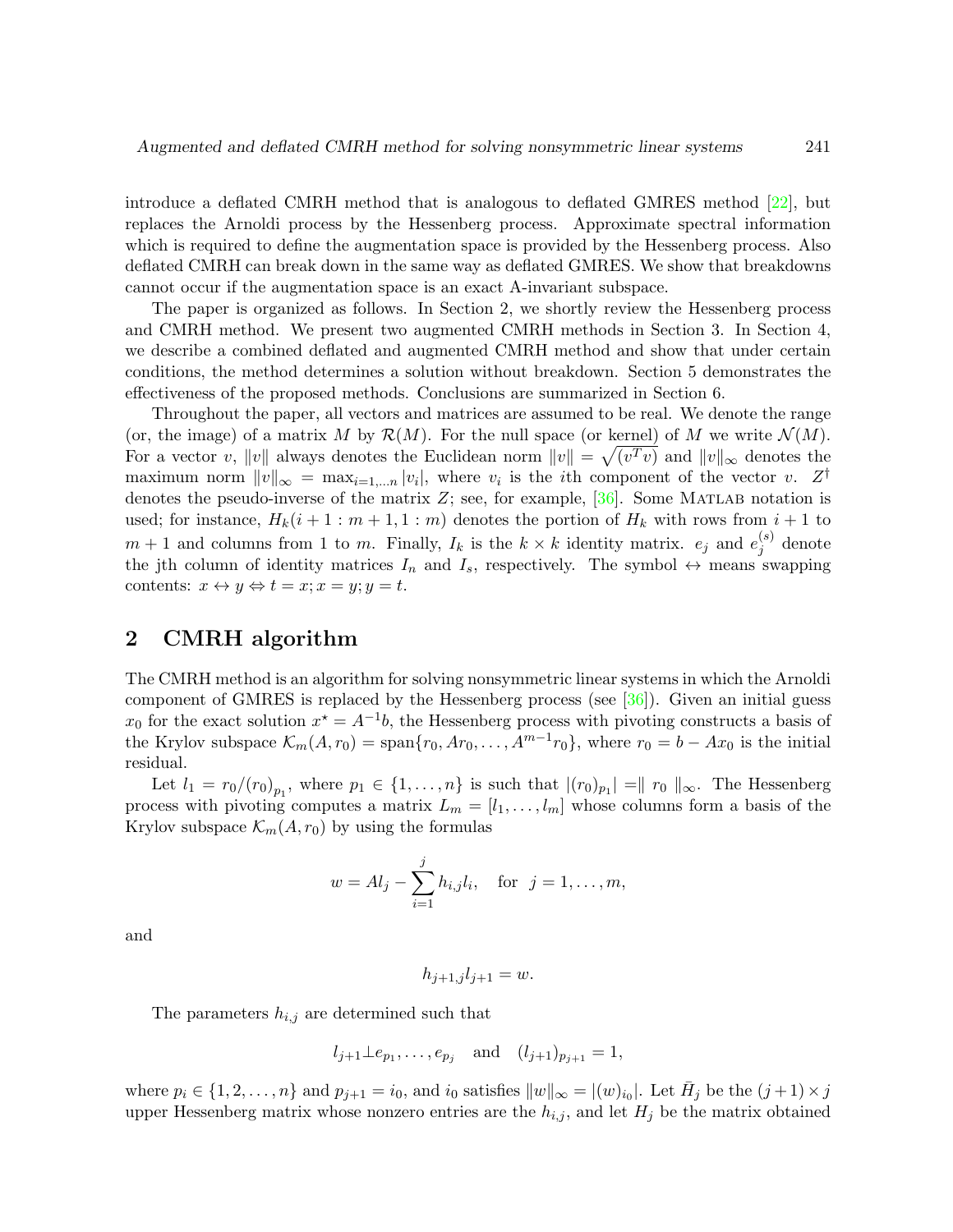introduce a deflated CMRH method that is analogous to deflated GMRES method [22], but replaces the Arnoldi process by the Hessenberg process. Approximate spectral information which is required to define the augmentation space is provided by the Hessenberg process. Also deflated CMRH can break down in the same way as deflated GMRES. We show that breakdowns cannot occur if the augmentation space is an exact A-invariant subspace.

The paper is organized as follows. In Section 2, we shortly review the Hessenberg process and CMRH method. We present two augmented CMRH methods in Section 3. In Section 4, we describe a combined deflated and augmented CMRH method and show that under certain conditions, the method determines a solution without breakdown. Section 5 demonstrates the effectiveness of the proposed methods. Conclusions are summarized in Section 6.

Throughout the paper, all vectors and matrices are assumed to be real. We denote the range (or, the image) of a matrix $M$ by $\mathcal{R}(M)$. For the null space (or kernel) of $M$ we write $\mathcal{N}(M)$. For a vector $v$, $\|v\|$ always denotes the Euclidean norm $\|v\| = \sqrt{(v^T v)}$ and $\|v\|_\infty$ denotes the maximum norm $\|v\|_\infty = \max_{i=1,\dots n} |v_i|$, where $v_i$ is the $i$th component of the vector $v$. $Z^\dagger$ denotes the pseudo-inverse of the matrix $Z$; see, for example, [36]. Some MATLAB notation is used; for instance, $H_k(i+1:m+1, 1:m)$ denotes the portion of $H_k$ with rows from $i+1$ to $m+1$ and columns from 1 to $m$. Finally, $I_k$ is the $k \times k$ identity matrix. $e_j$ and $e_j^{(s)}$ denote the jth column of identity matrices $I_n$ and $I_s$, respectively. The symbol $\leftrightarrow$ means swapping contents: $x \leftrightarrow y \Leftrightarrow t = x; x = y; y = t$.

## 2 CMRH algorithm

The CMRH method is an algorithm for solving nonsymmetric linear systems in which the Arnoldi component of GMRES is replaced by the Hessenberg process (see [36]). Given an initial guess $x_0$ for the exact solution $x^\star = A^{-1}b$, the Hessenberg process with pivoting constructs a basis of the Krylov subspace $\mathcal{K}_m(A, r_0) = \text{span}\{r_0, Ar_0, \dots, A^{m-1}r_0\}$, where $r_0 = b - Ax_0$ is the initial residual.

Let $l_1 = r_0/(r_0)_{p_1}$, where $p_1 \in \{1, \dots, n\}$ is such that $|(r_0)_{p_1}| = \| r_0 \|_\infty$. The Hessenberg process with pivoting computes a matrix $L_m = [l_1, \dots, l_m]$ whose columns form a basis of the Krylov subspace $\mathcal{K}_m(A, r_0)$ by using the formulas

$$w = Al_j - \sum_{i=1}^{j} h_{i,j} l_i, \quad \text{for} \;\; j = 1, \dots, m,$$

and

$$h_{j+1,j} l_{j+1} = w.$$

The parameters $h_{i,j}$ are determined such that

$$l_{j+1} \perp e_{p_1}, \dots, e_{p_j} \quad \text{and} \quad (l_{j+1})_{p_{j+1}} = 1,$$

where $p_i \in \{1, 2, \dots, n\}$ and $p_{j+1} = i_0$, and $i_0$ satisfies $\|w\|_\infty = |(w)_{i_0}|$. Let $\bar{H}_j$ be the $(j+1) \times j$ upper Hessenberg matrix whose nonzero entries are the $h_{i,j}$, and let $H_j$ be the matrix obtained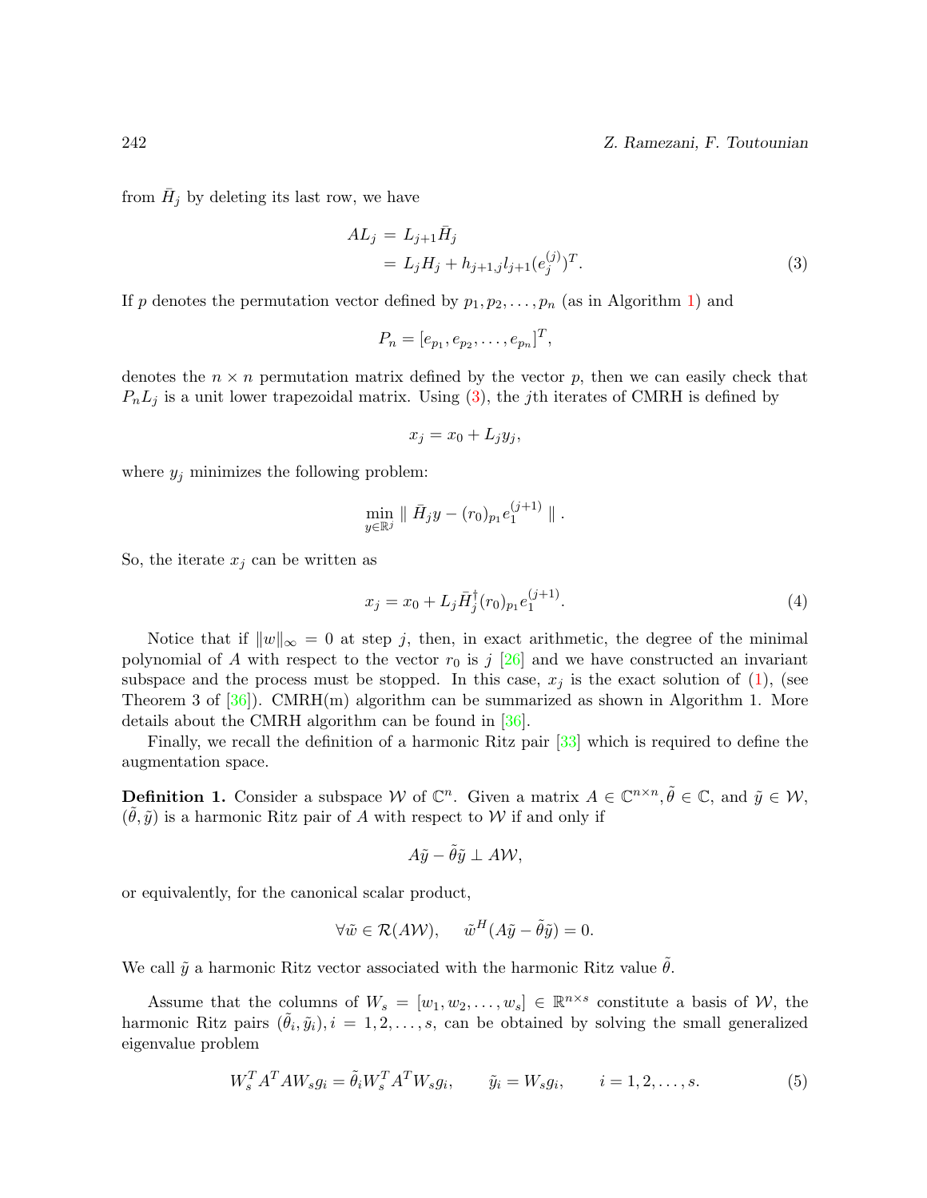from $\bar{H}_j$ by deleting its last row, we have

$$
\begin{aligned}
AL_j &= L_{j+1}\bar{H}_j \\
&= L_j H_j + h_{j+1,j} l_{j+1} (e_j^{(j)})^T.
\end{aligned} \tag{3}
$$

If $p$ denotes the permutation vector defined by $p_1, p_2, \ldots, p_n$ (as in Algorithm 1) and

$$
P_n = [e_{p_1}, e_{p_2}, \ldots, e_{p_n}]^T,
$$

denotes the $n \times n$ permutation matrix defined by the vector $p$, then we can easily check that $P_n L_j$ is a unit lower trapezoidal matrix. Using (3), the $j$th iterates of CMRH is defined by

$$
x_j = x_0 + L_j y_j,
$$

where $y_j$ minimizes the following problem:

$$
\min_{y \in \mathbb{R}^j} \| \bar{H}_j y - (r_0)_{p_1} e_1^{(j+1)} \| .
$$

So, the iterate $x_j$ can be written as

$$
x_j = x_0 + L_j \bar{H}_j^{\dagger} (r_0)_{p_1} e_1^{(j+1)}. \tag{4}
$$

Notice that if $\|w\|_\infty = 0$ at step $j$, then, in exact arithmetic, the degree of the minimal polynomial of $A$ with respect to the vector $r_0$ is $j$ [26] and we have constructed an invariant subspace and the process must be stopped. In this case, $x_j$ is the exact solution of (1), (see Theorem 3 of [36]). CMRH(m) algorithm can be summarized as shown in Algorithm 1. More details about the CMRH algorithm can be found in [36].

Finally, we recall the definition of a harmonic Ritz pair [33] which is required to define the augmentation space.

**Definition 1.** Consider a subspace $\mathcal{W}$ of $\mathbb{C}^n$. Given a matrix $A \in \mathbb{C}^{n \times n}, \tilde{\theta} \in \mathbb{C}$, and $\tilde{y} \in \mathcal{W}$, $(\tilde{\theta}, \tilde{y})$ is a harmonic Ritz pair of $A$ with respect to $\mathcal{W}$ if and only if

$$
A\tilde{y} - \tilde{\theta}\tilde{y} \perp A\mathcal{W},
$$

or equivalently, for the canonical scalar product,

$$
\forall \tilde{w} \in \mathcal{R}(A\mathcal{W}), \quad \tilde{w}^H (A\tilde{y} - \tilde{\theta}\tilde{y}) = 0.
$$

We call $\tilde{y}$ a harmonic Ritz vector associated with the harmonic Ritz value $\tilde{\theta}$.

Assume that the columns of $W_s = [w_1, w_2, \ldots, w_s] \in \mathbb{R}^{n \times s}$ constitute a basis of $\mathcal{W}$, the harmonic Ritz pairs $(\tilde{\theta}_i, \tilde{y}_i), i = 1, 2, \ldots, s$, can be obtained by solving the small generalized eigenvalue problem

$$
W_s^T A^T A W_s g_i = \tilde{\theta}_i W_s^T A^T W_s g_i, \qquad \tilde{y}_i = W_s g_i, \qquad i = 1, 2, \ldots, s. \tag{5}
$$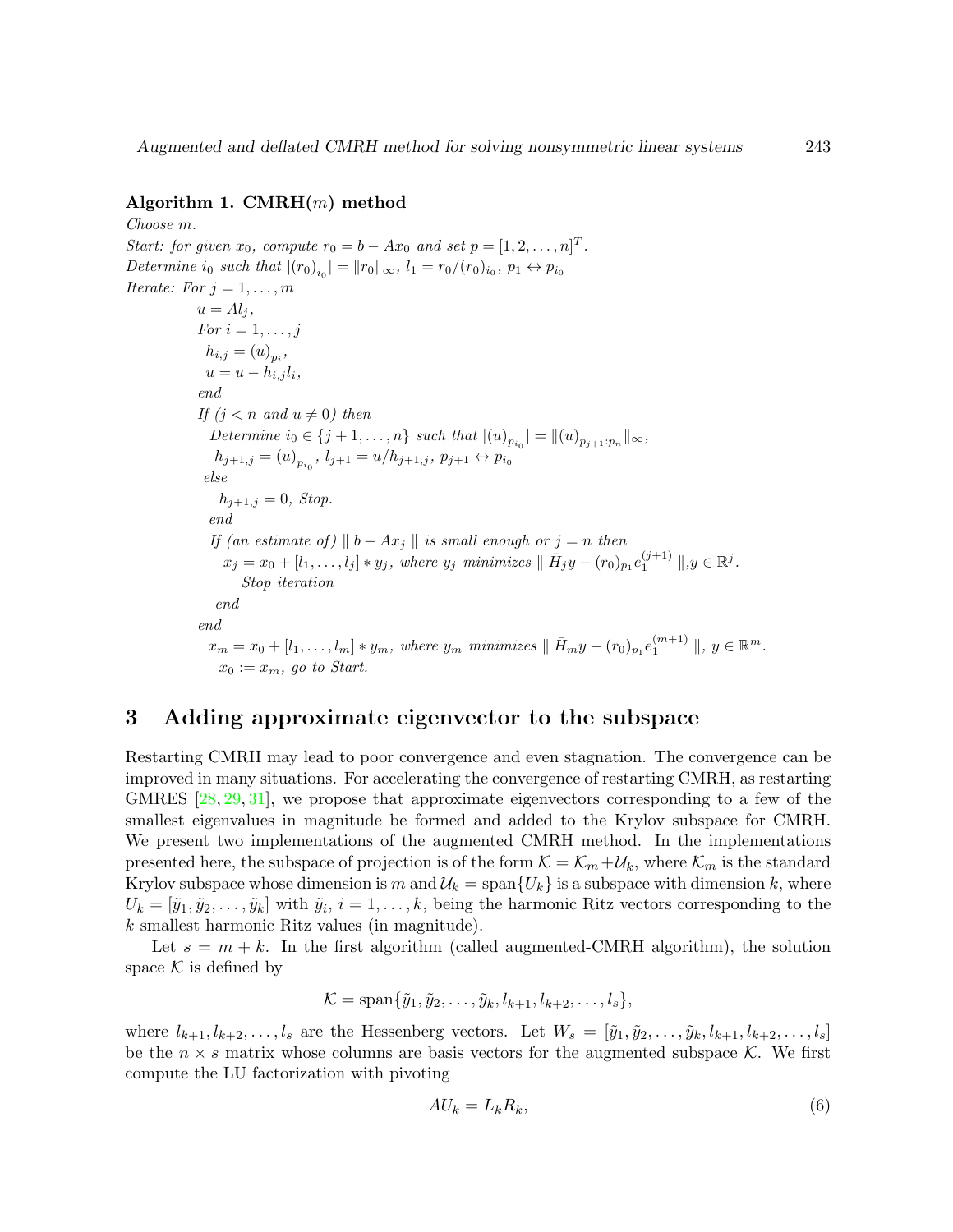**Algorithm 1. CMRH($m$) method**

*Choose* $m$.

*Start: for given* $x_0$, *compute* $r_0 = b - Ax_0$ *and set* $p = [1, 2, \ldots, n]^T$.

*Determine* $i_0$ *such that* $|(r_0)_{i_0}| = \|r_0\|_\infty$, $l_1 = r_0/(r_0)_{i_0}$, $p_1 \leftrightarrow p_{i_0}$

*Iterate: For* $j = 1, \ldots, m$

```
    u = A l_j,
    For i = 1, ..., j
        h_{i,j} = (u)_{p_i},
        u = u - h_{i,j} l_i,
    end
    If (j < n and u ≠ 0) then
        Determine i_0 ∈ {j+1, ..., n} such that |(u)_{p_{i_0}}| = ||(u)_{p_{j+1}:p_n}||_∞,
        h_{j+1,j} = (u)_{p_{i_0}}, l_{j+1} = u/h_{j+1,j}, p_{j+1} ↔ p_{i_0}
    else
        h_{j+1,j} = 0, Stop.
    end
    If (an estimate of) || b - A x_j || is small enough or j = n then
        x_j = x_0 + [l_1, ..., l_j] * y_j, where y_j minimizes || H̄_j y - (r_0)_{p_1} e_1^{(j+1)} ||, y ∈ R^j.
        Stop iteration
    end
end
x_m = x_0 + [l_1, ..., l_m] * y_m, where y_m minimizes || H̄_m y - (r_0)_{p_1} e_1^{(m+1)} ||, y ∈ R^m.
x_0 := x_m, go to Start.
```

## 3 Adding approximate eigenvector to the subspace

Restarting CMRH may lead to poor convergence and even stagnation. The convergence can be improved in many situations. For accelerating the convergence of restarting CMRH, as restarting GMRES [28, 29, 31], we propose that approximate eigenvectors corresponding to a few of the smallest eigenvalues in magnitude be formed and added to the Krylov subspace for CMRH. We present two implementations of the augmented CMRH method. In the implementations presented here, the subspace of projection is of the form $\mathcal{K} = \mathcal{K}_m + \mathcal{U}_k$, where $\mathcal{K}_m$ is the standard Krylov subspace whose dimension is $m$ and $\mathcal{U}_k = \operatorname{span}\{U_k\}$ is a subspace with dimension $k$, where $U_k = [\tilde{y}_1, \tilde{y}_2, \ldots, \tilde{y}_k]$ with $\tilde{y}_i$, $i = 1, \ldots, k$, being the harmonic Ritz vectors corresponding to the $k$ smallest harmonic Ritz values (in magnitude).

Let $s = m + k$. In the first algorithm (called augmented-CMRH algorithm), the solution space $\mathcal{K}$ is defined by

$$\mathcal{K} = \operatorname{span}\{\tilde{y}_1, \tilde{y}_2, \ldots, \tilde{y}_k, l_{k+1}, l_{k+2}, \ldots, l_s\},$$

where $l_{k+1}, l_{k+2}, \ldots, l_s$ are the Hessenberg vectors. Let $W_s = [\tilde{y}_1, \tilde{y}_2, \ldots, \tilde{y}_k, l_{k+1}, l_{k+2}, \ldots, l_s]$ be the $n \times s$ matrix whose columns are basis vectors for the augmented subspace $\mathcal{K}$. We first compute the LU factorization with pivoting

$$AU_k = L_k R_k, \tag{6}$$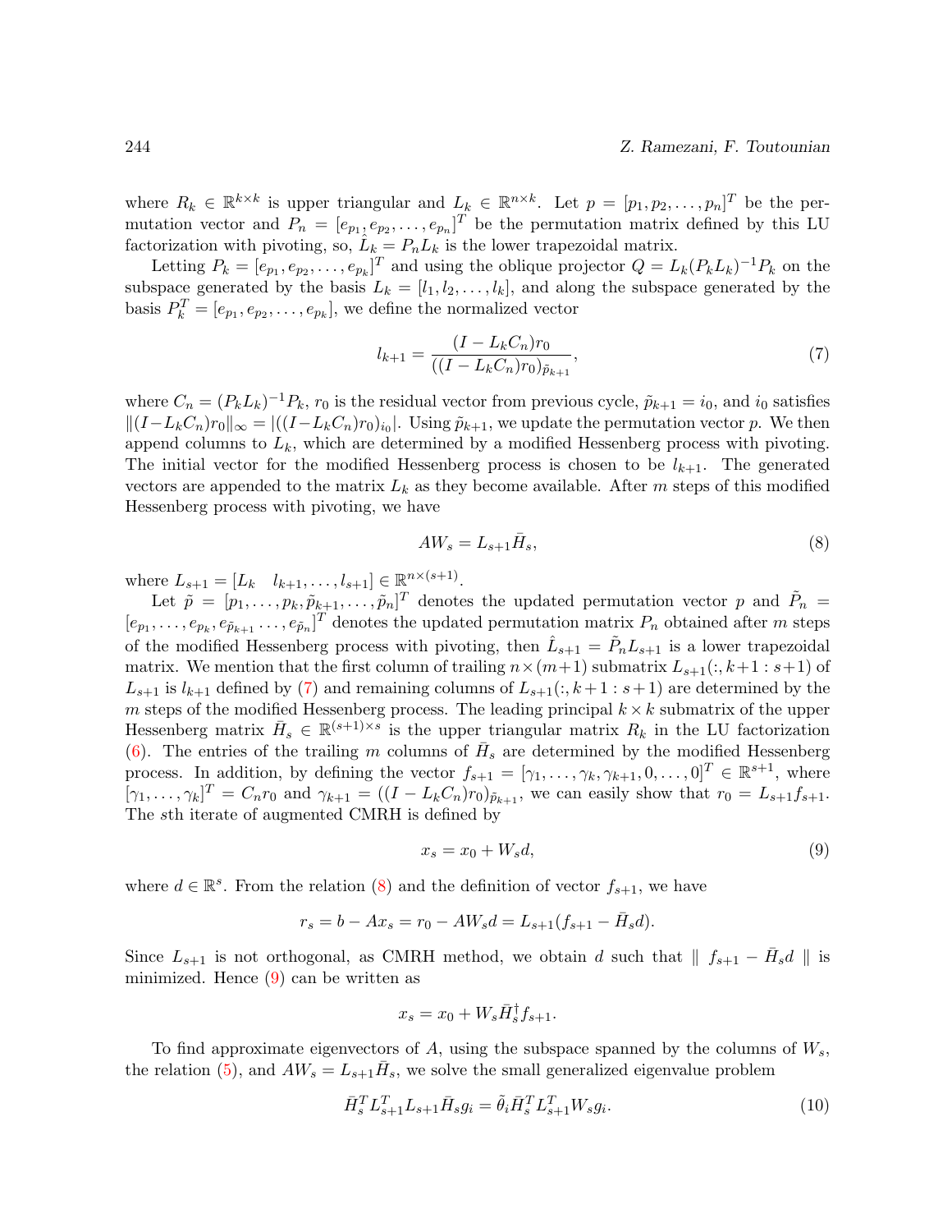where $R_k \in \mathbb{R}^{k\times k}$ is upper triangular and $L_k \in \mathbb{R}^{n\times k}$. Let $p = [p_1, p_2, \dots, p_n]^T$ be the permutation vector and $P_n = [e_{p_1}, e_{p_2}, \dots, e_{p_n}]^T$ be the permutation matrix defined by this LU factorization with pivoting, so, $\hat{L}_k = P_n L_k$ is the lower trapezoidal matrix.

Letting $P_k = [e_{p_1}, e_{p_2}, \dots, e_{p_k}]^T$ and using the oblique projector $Q = L_k(P_k L_k)^{-1}P_k$ on the subspace generated by the basis $L_k = [l_1, l_2, \dots, l_k]$, and along the subspace generated by the basis $P_k^T = [e_{p_1}, e_{p_2}, \dots, e_{p_k}]$, we define the normalized vector

$$l_{k+1} = \frac{(I - L_k C_n) r_0}{((I - L_k C_n) r_0)_{\tilde{p}_{k+1}}}, \tag{7}$$

where $C_n = (P_k L_k)^{-1} P_k$, $r_0$ is the residual vector from previous cycle, $\tilde{p}_{k+1} = i_0$, and $i_0$ satisfies $\|(I - L_k C_n) r_0\|_\infty = |((I - L_k C_n) r_0)_{i_0}|$. Using $\tilde{p}_{k+1}$, we update the permutation vector $p$. We then append columns to $L_k$, which are determined by a modified Hessenberg process with pivoting. The initial vector for the modified Hessenberg process is chosen to be $l_{k+1}$. The generated vectors are appended to the matrix $L_k$ as they become available. After $m$ steps of this modified Hessenberg process with pivoting, we have

$$AW_s = L_{s+1}\bar{H}_s, \tag{8}$$

where $L_{s+1} = [L_k \quad l_{k+1}, \dots, l_{s+1}] \in \mathbb{R}^{n\times(s+1)}$.

Let $\tilde{p} = [p_1, \dots, p_k, \tilde{p}_{k+1}, \dots, \tilde{p}_n]^T$ denotes the updated permutation vector $p$ and $\tilde{P}_n = [e_{p_1}, \dots, e_{p_k}, e_{\tilde{p}_{k+1}} \dots, e_{\tilde{p}_n}]^T$ denotes the updated permutation matrix $P_n$ obtained after $m$ steps of the modified Hessenberg process with pivoting, then $\hat{L}_{s+1} = \tilde{P}_n L_{s+1}$ is a lower trapezoidal matrix. We mention that the first column of trailing $n \times (m+1)$ submatrix $L_{s+1}(:, k+1 : s+1)$ of $L_{s+1}$ is $l_{k+1}$ defined by (7) and remaining columns of $L_{s+1}(:, k+1 : s+1)$ are determined by the $m$ steps of the modified Hessenberg process. The leading principal $k \times k$ submatrix of the upper Hessenberg matrix $\bar{H}_s \in \mathbb{R}^{(s+1)\times s}$ is the upper triangular matrix $R_k$ in the LU factorization (6). The entries of the trailing $m$ columns of $\bar{H}_s$ are determined by the modified Hessenberg process. In addition, by defining the vector $f_{s+1} = [\gamma_1, \dots, \gamma_k, \gamma_{k+1}, 0, \dots, 0]^T \in \mathbb{R}^{s+1}$, where $[\gamma_1, \dots, \gamma_k]^T = C_n r_0$ and $\gamma_{k+1} = ((I - L_k C_n) r_0)_{\tilde{p}_{k+1}}$, we can easily show that $r_0 = L_{s+1} f_{s+1}$. The $s$th iterate of augmented CMRH is defined by

$$x_s = x_0 + W_s d, \tag{9}$$

where $d \in \mathbb{R}^s$. From the relation (8) and the definition of vector $f_{s+1}$, we have

$$r_s = b - Ax_s = r_0 - AW_s d = L_{s+1}(f_{s+1} - \bar{H}_s d).$$

Since $L_{s+1}$ is not orthogonal, as CMRH method, we obtain $d$ such that $\| f_{s+1} - \bar{H}_s d \|$ is minimized. Hence (9) can be written as

$$x_s = x_0 + W_s \bar{H}_s^\dagger f_{s+1}.$$

To find approximate eigenvectors of $A$, using the subspace spanned by the columns of $W_s$, the relation (5), and $AW_s = L_{s+1}\bar{H}_s$, we solve the small generalized eigenvalue problem

$$\bar{H}_s^T L_{s+1}^T L_{s+1} \bar{H}_s g_i = \tilde{\theta}_i \bar{H}_s^T L_{s+1}^T W_s g_i. \tag{10}$$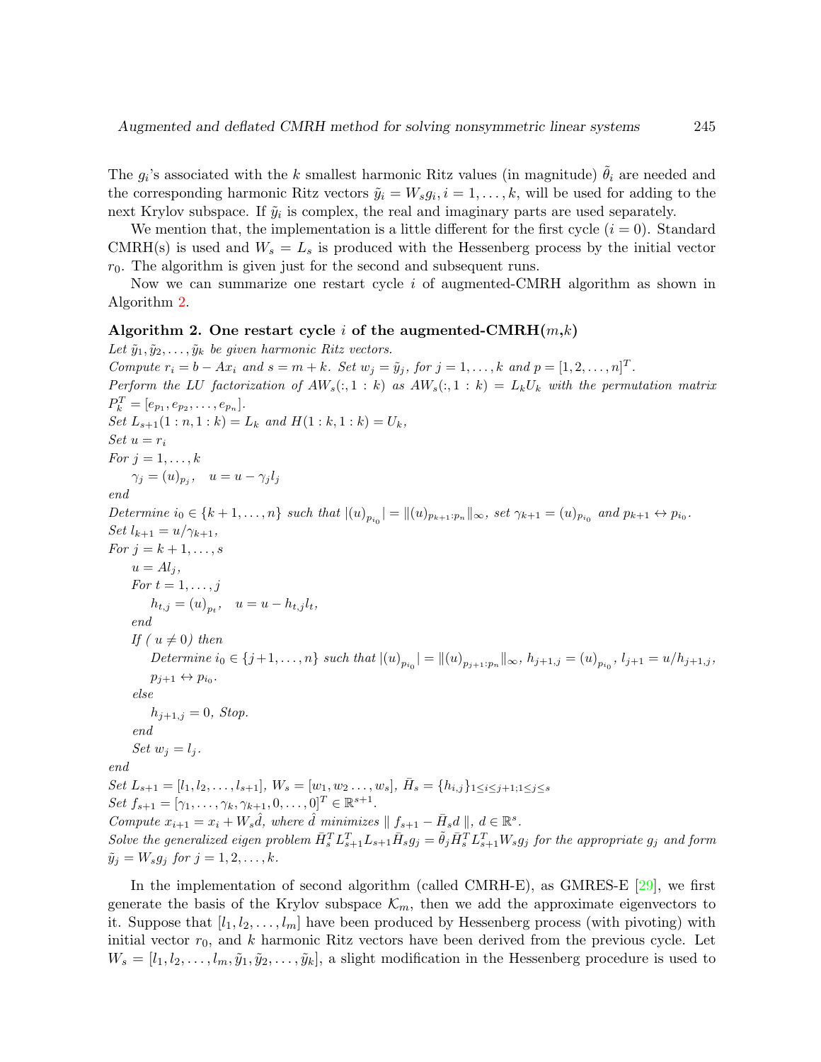The $g_i$'s associated with the $k$ smallest harmonic Ritz values (in magnitude) $\tilde{\theta}_i$ are needed and the corresponding harmonic Ritz vectors $\tilde{y}_i = W_s g_i, i = 1, \ldots, k$, will be used for adding to the next Krylov subspace. If $\tilde{y}_i$ is complex, the real and imaginary parts are used separately.

We mention that, the implementation is a little different for the first cycle ($i = 0$). Standard CMRH(s) is used and $W_s = L_s$ is produced with the Hessenberg process by the initial vector $r_0$. The algorithm is given just for the second and subsequent runs.

Now we can summarize one restart cycle $i$ of augmented-CMRH algorithm as shown in Algorithm 2.

**Algorithm 2. One restart cycle $i$ of the augmented-CMRH($m$,$k$)**

*Let $\tilde{y}_1, \tilde{y}_2, \ldots, \tilde{y}_k$ be given harmonic Ritz vectors.*
*Compute $r_i = b - Ax_i$ and $s = m + k$. Set $w_j = \tilde{y}_j$, for $j = 1, \ldots, k$ and $p = [1, 2, \ldots, n]^T$.*
*Perform the LU factorization of $AW_s(:, 1:k)$ as $AW_s(:, 1:k) = L_k U_k$ with the permutation matrix $P_k^T = [e_{p_1}, e_{p_2}, \ldots, e_{p_n}]$.*
*Set $L_{s+1}(1:n, 1:k) = L_k$ and $H(1:k, 1:k) = U_k$,*
*Set $u = r_i$*
*For $j = 1, \ldots, k$*
&nbsp;&nbsp;&nbsp;&nbsp;$\gamma_j = (u)_{p_j}, \quad u = u - \gamma_j l_j$
*end*
*Determine $i_0 \in \{k+1, \ldots, n\}$ such that $|(u)_{p_{i_0}}| = \|(u)_{p_{k+1}:p_n}\|_\infty$, set $\gamma_{k+1} = (u)_{p_{i_0}}$ and $p_{k+1} \leftrightarrow p_{i_0}$.*
*Set $l_{k+1} = u/\gamma_{k+1}$,*
*For $j = k+1, \ldots, s$*
&nbsp;&nbsp;&nbsp;&nbsp;$u = Al_j$,
&nbsp;&nbsp;&nbsp;&nbsp;*For $t = 1, \ldots, j$*
&nbsp;&nbsp;&nbsp;&nbsp;&nbsp;&nbsp;&nbsp;&nbsp;$h_{t,j} = (u)_{p_t}, \quad u = u - h_{t,j} l_t$,
&nbsp;&nbsp;&nbsp;&nbsp;*end*
&nbsp;&nbsp;&nbsp;&nbsp;*If ( $u \neq 0$) then*
&nbsp;&nbsp;&nbsp;&nbsp;&nbsp;&nbsp;&nbsp;&nbsp;*Determine $i_0 \in \{j+1, \ldots, n\}$ such that $|(u)_{p_{i_0}}| = \|(u)_{p_{j+1}:p_n}\|_\infty$, $h_{j+1,j} = (u)_{p_{i_0}}$, $l_{j+1} = u/h_{j+1,j}$, $p_{j+1} \leftrightarrow p_{i_0}$.*
&nbsp;&nbsp;&nbsp;&nbsp;*else*
&nbsp;&nbsp;&nbsp;&nbsp;&nbsp;&nbsp;&nbsp;&nbsp;*$h_{j+1,j} = 0$, Stop.*
&nbsp;&nbsp;&nbsp;&nbsp;*end*
&nbsp;&nbsp;&nbsp;&nbsp;*Set $w_j = l_j$.*
*end*
*Set $L_{s+1} = [l_1, l_2, \ldots, l_{s+1}]$, $W_s = [w_1, w_2 \ldots, w_s]$, $\bar{H}_s = \{h_{i,j}\}_{1 \leq i \leq j+1; 1 \leq j \leq s}$*
*Set $f_{s+1} = [\gamma_1, \ldots, \gamma_k, \gamma_{k+1}, 0, \ldots, 0]^T \in \mathbb{R}^{s+1}$.*
*Compute $x_{i+1} = x_i + W_s \hat{d}$, where $\hat{d}$ minimizes $\| f_{s+1} - \bar{H}_s d \|$, $d \in \mathbb{R}^s$.*
*Solve the generalized eigen problem $\bar{H}_s^T L_{s+1}^T L_{s+1} \bar{H}_s g_j = \tilde{\theta}_j \bar{H}_s^T L_{s+1}^T W_s g_j$ for the appropriate $g_j$ and form $\tilde{y}_j = W_s g_j$ for $j = 1, 2, \ldots, k$.*

In the implementation of second algorithm (called CMRH-E), as GMRES-E [29], we first generate the basis of the Krylov subspace $\mathcal{K}_m$, then we add the approximate eigenvectors to it. Suppose that $[l_1, l_2, \ldots, l_m]$ have been produced by Hessenberg process (with pivoting) with initial vector $r_0$, and $k$ harmonic Ritz vectors have been derived from the previous cycle. Let $W_s = [l_1, l_2, \ldots, l_m, \tilde{y}_1, \tilde{y}_2, \ldots, \tilde{y}_k]$, a slight modification in the Hessenberg procedure is used to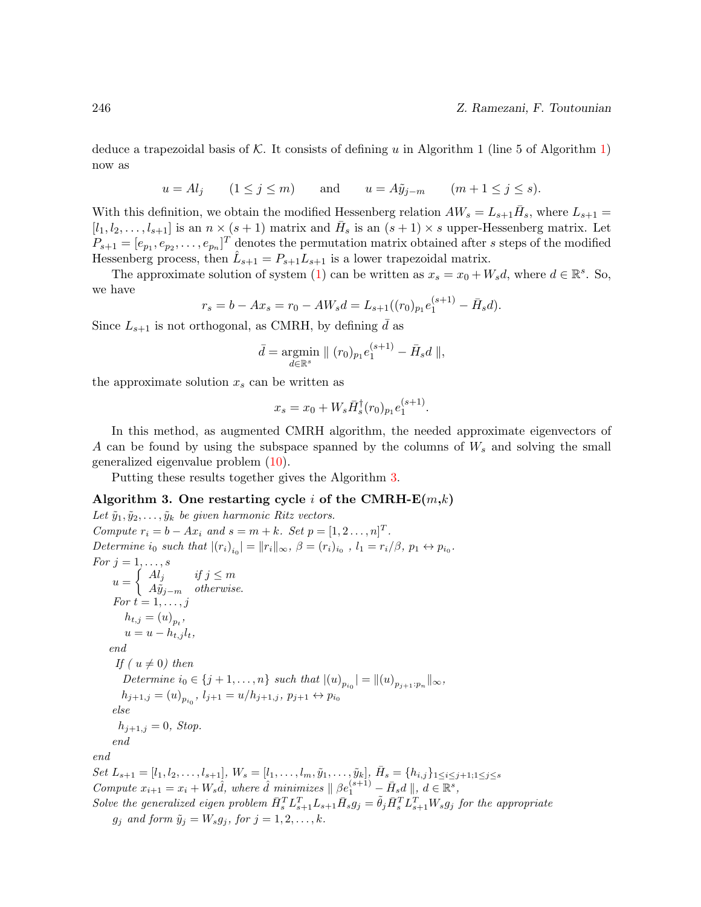deduce a trapezoidal basis of $\mathcal{K}$. It consists of defining $u$ in Algorithm 1 (line 5 of Algorithm 1) now as

$$u = Al_j \qquad (1 \leq j \leq m) \qquad \text{and} \qquad u = A\tilde{y}_{j-m} \qquad (m+1 \leq j \leq s).$$

With this definition, we obtain the modified Hessenberg relation $AW_s = L_{s+1}\bar{H}_s$, where $L_{s+1} = [l_1, l_2, \ldots, l_{s+1}]$ is an $n \times (s+1)$ matrix and $\bar{H}_s$ is an $(s+1) \times s$ upper-Hessenberg matrix. Let $P_{s+1} = [e_{p_1}, e_{p_2}, \ldots, e_{p_n}]^T$ denotes the permutation matrix obtained after $s$ steps of the modified Hessenberg process, then $\hat{L}_{s+1} = P_{s+1}L_{s+1}$ is a lower trapezoidal matrix.

The approximate solution of system (1) can be written as $x_s = x_0 + W_s d$, where $d \in \mathbb{R}^s$. So, we have

$$r_s = b - Ax_s = r_0 - AW_s d = L_{s+1}((r_0)_{p_1} e_1^{(s+1)} - \bar{H}_s d).$$

Since $L_{s+1}$ is not orthogonal, as CMRH, by defining $\bar{d}$ as

$$\bar{d} = \underset{d \in \mathbb{R}^s}{\operatorname{argmin}} \parallel (r_0)_{p_1} e_1^{(s+1)} - \bar{H}_s d \parallel,$$

the approximate solution $x_s$ can be written as

$$x_s = x_0 + W_s \bar{H}_s^{\dagger} (r_0)_{p_1} e_1^{(s+1)}.$$

In this method, as augmented CMRH algorithm, the needed approximate eigenvectors of $A$ can be found by using the subspace spanned by the columns of $W_s$ and solving the small generalized eigenvalue problem (10).

Putting these results together gives the Algorithm 3.

**Algorithm 3. One restarting cycle $i$ of the CMRH-E($m$,$k$)**

*Let $\tilde{y}_1, \tilde{y}_2, \ldots, \tilde{y}_k$ be given harmonic Ritz vectors.*
*Compute $r_i = b - Ax_i$ and $s = m + k$. Set $p = [1, 2 \ldots, n]^T$.*
*Determine $i_0$ such that $|(r_i)_{i_0}| = \|r_i\|_\infty$, $\beta = (r_i)_{i_0}$ , $l_1 = r_i/\beta$, $p_1 \leftrightarrow p_{i_0}$.*
*For $j = 1, \ldots, s$*

$$u = \begin{cases} Al_j & \text{if } j \leq m \\ A\tilde{y}_{j-m} & \text{otherwise.} \end{cases}$$

&nbsp;&nbsp;&nbsp;&nbsp;*For $t = 1, \ldots, j$*
&nbsp;&nbsp;&nbsp;&nbsp;&nbsp;&nbsp;&nbsp;&nbsp;$h_{t,j} = (u)_{p_t}$,
&nbsp;&nbsp;&nbsp;&nbsp;&nbsp;&nbsp;&nbsp;&nbsp;$u = u - h_{t,j} l_t$,
&nbsp;&nbsp;&nbsp;&nbsp;*end*
&nbsp;&nbsp;&nbsp;&nbsp;*If ( $u \neq 0$) then*
&nbsp;&nbsp;&nbsp;&nbsp;&nbsp;&nbsp;&nbsp;&nbsp;*Determine $i_0 \in \{j+1, \ldots, n\}$ such that $|(u)_{p_{i_0}}| = \|(u)_{p_{j+1}:p_n}\|_\infty$,*
&nbsp;&nbsp;&nbsp;&nbsp;&nbsp;&nbsp;&nbsp;&nbsp;$h_{j+1,j} = (u)_{p_{i_0}}$, $l_{j+1} = u/h_{j+1,j}$, $p_{j+1} \leftrightarrow p_{i_0}$
&nbsp;&nbsp;&nbsp;&nbsp;*else*
&nbsp;&nbsp;&nbsp;&nbsp;&nbsp;&nbsp;&nbsp;&nbsp;$h_{j+1,j} = 0$, *Stop.*
&nbsp;&nbsp;&nbsp;&nbsp;*end*
*end*
*Set $L_{s+1} = [l_1, l_2, \ldots, l_{s+1}]$, $W_s = [l_1, \ldots, l_m, \tilde{y}_1, \ldots, \tilde{y}_k]$, $\bar{H}_s = \{h_{i,j}\}_{1 \leq i \leq j+1; 1 \leq j \leq s}$*
*Compute $x_{i+1} = x_i + W_s \hat{d}$, where $\hat{d}$ minimizes $\parallel \beta e_1^{(s+1)} - \bar{H}_s d \parallel$, $d \in \mathbb{R}^s$,*
*Solve the generalized eigen problem $\bar{H}_s^T L_{s+1}^T L_{s+1} \bar{H}_s g_j = \tilde{\theta}_j \bar{H}_s^T L_{s+1}^T W_s g_j$ for the appropriate $g_j$ and form $\tilde{y}_j = W_s g_j$, for $j = 1, 2, \ldots, k$.*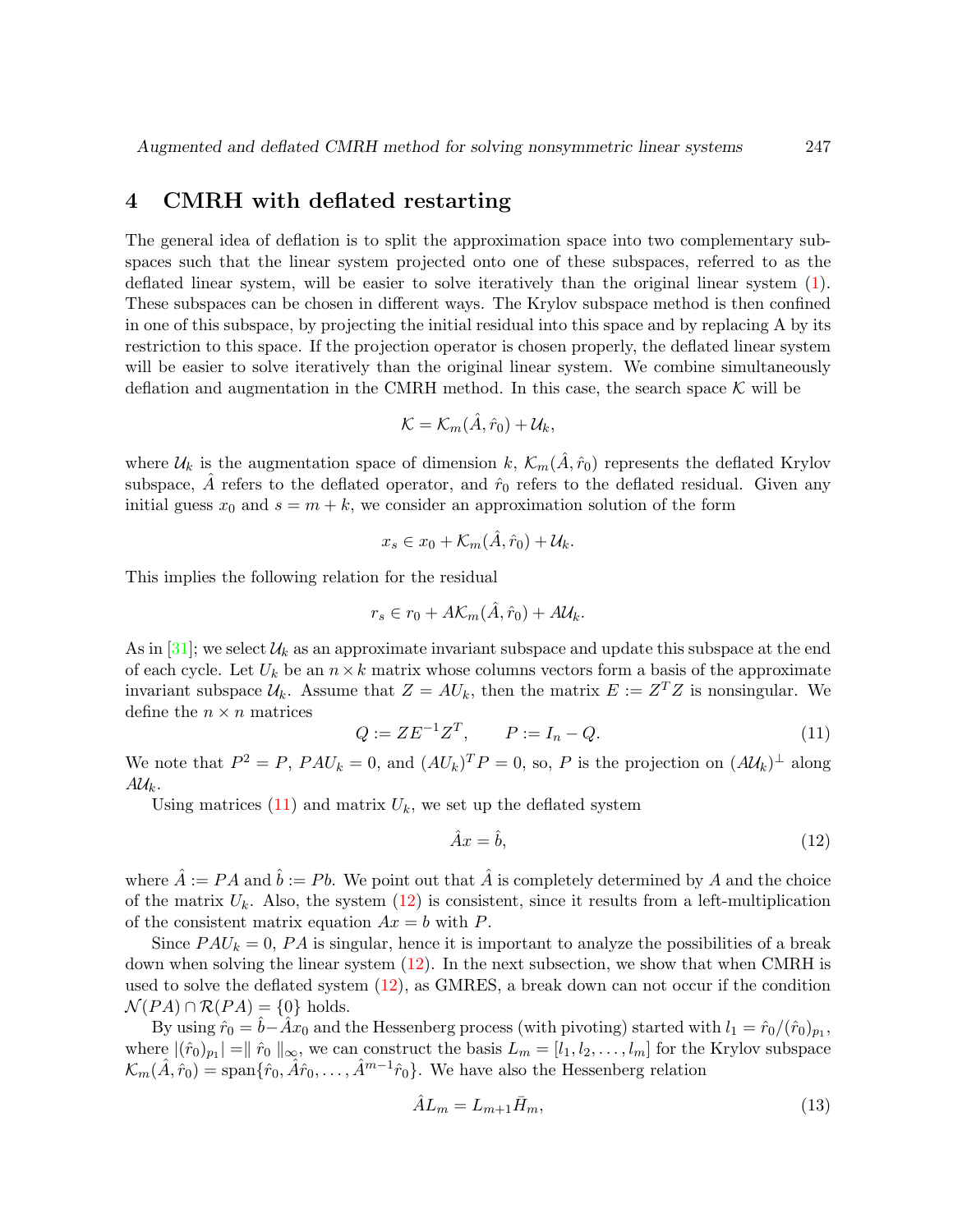## 4 CMRH with deflated restarting

The general idea of deflation is to split the approximation space into two complementary subspaces such that the linear system projected onto one of these subspaces, referred to as the deflated linear system, will be easier to solve iteratively than the original linear system (1). These subspaces can be chosen in different ways. The Krylov subspace method is then confined in one of this subspace, by projecting the initial residual into this space and by replacing A by its restriction to this space. If the projection operator is chosen properly, the deflated linear system will be easier to solve iteratively than the original linear system. We combine simultaneously deflation and augmentation in the CMRH method. In this case, the search space $\mathcal{K}$ will be

$$\mathcal{K} = \mathcal{K}_m(\hat{A}, \hat{r}_0) + \mathcal{U}_k,$$

where $\mathcal{U}_k$ is the augmentation space of dimension $k$, $\mathcal{K}_m(\hat{A}, \hat{r}_0)$ represents the deflated Krylov subspace, $\hat{A}$ refers to the deflated operator, and $\hat{r}_0$ refers to the deflated residual. Given any initial guess $x_0$ and $s = m + k$, we consider an approximation solution of the form

$$x_s \in x_0 + \mathcal{K}_m(\hat{A}, \hat{r}_0) + \mathcal{U}_k.$$

This implies the following relation for the residual

$$r_s \in r_0 + A\mathcal{K}_m(\hat{A}, \hat{r}_0) + A\mathcal{U}_k.$$

As in [31]; we select $\mathcal{U}_k$ as an approximate invariant subspace and update this subspace at the end of each cycle. Let $U_k$ be an $n \times k$ matrix whose columns vectors form a basis of the approximate invariant subspace $\mathcal{U}_k$. Assume that $Z = AU_k$, then the matrix $E := Z^T Z$ is nonsingular. We define the $n \times n$ matrices

$$Q := ZE^{-1}Z^T, \qquad P := I_n - Q. \tag{11}$$

We note that $P^2 = P$, $PAU_k = 0$, and $(AU_k)^T P = 0$, so, $P$ is the projection on $(A\mathcal{U}_k)^{\perp}$ along $A\mathcal{U}_k$.

Using matrices (11) and matrix $U_k$, we set up the deflated system

$$\hat{A}x = \hat{b}, \tag{12}$$

where $\hat{A} := PA$ and $\hat{b} := Pb$. We point out that $\hat{A}$ is completely determined by $A$ and the choice of the matrix $U_k$. Also, the system (12) is consistent, since it results from a left-multiplication of the consistent matrix equation $Ax = b$ with $P$.

Since $PAU_k = 0$, $PA$ is singular, hence it is important to analyze the possibilities of a break down when solving the linear system (12). In the next subsection, we show that when CMRH is used to solve the deflated system (12), as GMRES, a break down can not occur if the condition $\mathcal{N}(PA) \cap \mathcal{R}(PA) = \{0\}$ holds.

By using $\hat{r}_0 = \hat{b} - \hat{A}x_0$ and the Hessenberg process (with pivoting) started with $l_1 = \hat{r}_0/(\hat{r}_0)_{p_1}$, where $|(\hat{r}_0)_{p_1}| = \| \hat{r}_0 \|_\infty$, we can construct the basis $L_m = [l_1, l_2, \dots, l_m]$ for the Krylov subspace $\mathcal{K}_m(\hat{A}, \hat{r}_0) = \text{span}\{\hat{r}_0, \hat{A}\hat{r}_0, \dots, \hat{A}^{m-1}\hat{r}_0\}$. We have also the Hessenberg relation

$$\hat{A}L_m = L_{m+1}\bar{H}_m, \tag{13}$$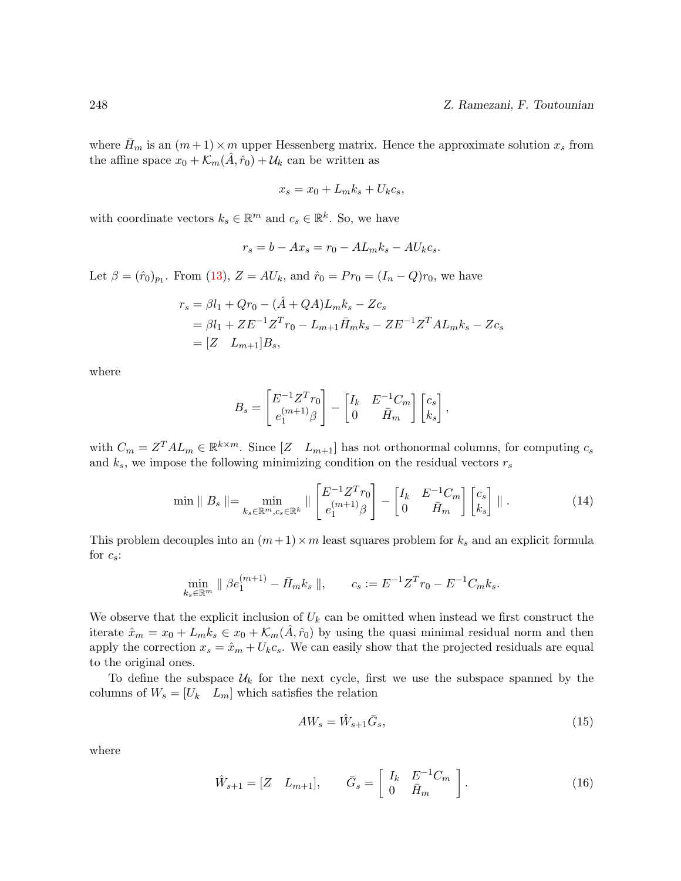where $\bar{H}_m$ is an $(m+1)\times m$ upper Hessenberg matrix. Hence the approximate solution $x_s$ from the affine space $x_0 + \mathcal{K}_m(\hat{A}, \hat{r}_0) + \mathcal{U}_k$ can be written as

$$x_s = x_0 + L_m k_s + U_k c_s,$$

with coordinate vectors $k_s \in \mathbb{R}^m$ and $c_s \in \mathbb{R}^k$. So, we have

$$r_s = b - Ax_s = r_0 - AL_m k_s - AU_k c_s.$$

Let $\beta = (\hat{r}_0)_{p_1}$. From (13), $Z = AU_k$, and $\hat{r}_0 = Pr_0 = (I_n - Q)r_0$, we have

$$\begin{aligned}
r_s &= \beta l_1 + Qr_0 - (\hat{A} + QA)L_m k_s - Zc_s \\
&= \beta l_1 + ZE^{-1}Z^T r_0 - L_{m+1}\bar{H}_m k_s - ZE^{-1}Z^T AL_m k_s - Zc_s \\
&= [Z \quad L_{m+1}]B_s,
\end{aligned}$$

where

$$B_s = \begin{bmatrix} E^{-1}Z^T r_0 \\ e_1^{(m+1)}\beta \end{bmatrix} - \begin{bmatrix} I_k & E^{-1}C_m \\ 0 & \bar{H}_m \end{bmatrix} \begin{bmatrix} c_s \\ k_s \end{bmatrix},$$

with $C_m = Z^T AL_m \in \mathbb{R}^{k\times m}$. Since $[Z \quad L_{m+1}]$ has not orthonormal columns, for computing $c_s$ and $k_s$, we impose the following minimizing condition on the residual vectors $r_s$

$$\min \parallel B_s \parallel = \min_{k_s\in\mathbb{R}^m, c_s\in\mathbb{R}^k} \parallel \begin{bmatrix} E^{-1}Z^T r_0 \\ e_1^{(m+1)}\beta \end{bmatrix} - \begin{bmatrix} I_k & E^{-1}C_m \\ 0 & \bar{H}_m \end{bmatrix} \begin{bmatrix} c_s \\ k_s \end{bmatrix} \parallel. \tag{14}$$

This problem decouples into an $(m+1)\times m$ least squares problem for $k_s$ and an explicit formula for $c_s$:

$$\min_{k_s\in\mathbb{R}^m} \parallel \beta e_1^{(m+1)} - \bar{H}_m k_s \parallel, \qquad c_s := E^{-1}Z^T r_0 - E^{-1}C_m k_s.$$

We observe that the explicit inclusion of $U_k$ can be omitted when instead we first construct the iterate $\hat{x}_m = x_0 + L_m k_s \in x_0 + \mathcal{K}_m(\hat{A}, \hat{r}_0)$ by using the quasi minimal residual norm and then apply the correction $x_s = \hat{x}_m + U_k c_s$. We can easily show that the projected residuals are equal to the original ones.

To define the subspace $\mathcal{U}_k$ for the next cycle, first we use the subspace spanned by the columns of $W_s = [U_k \quad L_m]$ which satisfies the relation

$$AW_s = \hat{W}_{s+1}\bar{G}_s, \tag{15}$$

where

$$\hat{W}_{s+1} = [Z \quad L_{m+1}], \qquad \bar{G}_s = \begin{bmatrix} I_k & E^{-1}C_m \\ 0 & \bar{H}_m \end{bmatrix}. \tag{16}$$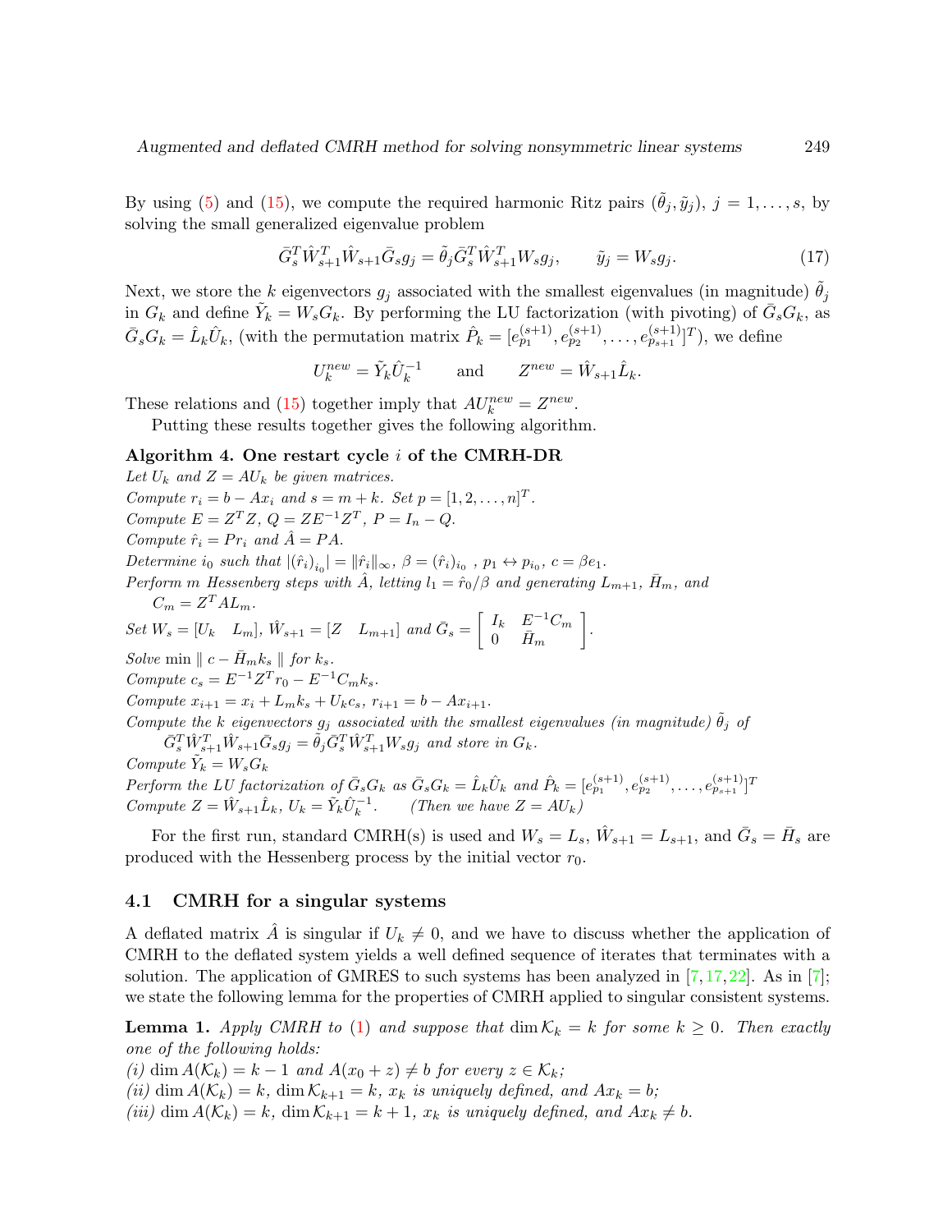By using (5) and (15), we compute the required harmonic Ritz pairs $(\tilde{\theta}_j, \tilde{y}_j)$, $j = 1, \dots, s$, by solving the small generalized eigenvalue problem

$$\bar{G}_s^T \hat{W}_{s+1}^T \hat{W}_{s+1} \bar{G}_s g_j = \tilde{\theta}_j \bar{G}_s^T \hat{W}_{s+1}^T W_s g_j, \qquad \tilde{y}_j = W_s g_j. \tag{17}$$

Next, we store the $k$ eigenvectors $g_j$ associated with the smallest eigenvalues (in magnitude) $\tilde{\theta}_j$ in $G_k$ and define $\tilde{Y}_k = W_s G_k$. By performing the LU factorization (with pivoting) of $\bar{G}_s G_k$, as $\bar{G}_s G_k = \hat{L}_k \hat{U}_k$, (with the permutation matrix $\hat{P}_k = [e_{p_1}^{(s+1)}, e_{p_2}^{(s+1)}, \dots, e_{p_{s+1}}^{(s+1)}]^T$), we define

$$U_k^{new} = \tilde{Y}_k \hat{U}_k^{-1} \qquad \text{and} \qquad Z^{new} = \hat{W}_{s+1} \hat{L}_k.$$

These relations and (15) together imply that $AU_k^{new} = Z^{new}$.

Putting these results together gives the following algorithm.

**Algorithm 4. One restart cycle $i$ of the CMRH-DR**

*Let $U_k$ and $Z = AU_k$ be given matrices.*

*Compute $r_i = b - Ax_i$ and $s = m + k$. Set $p = [1, 2, \dots, n]^T$.*

*Compute $E = Z^T Z$, $Q = Z E^{-1} Z^T$, $P = I_n - Q$.*

*Compute $\hat{r}_i = P r_i$ and $\hat{A} = PA$.*

*Determine $i_0$ such that $|(\hat{r}_i)_{i_0}| = \|\hat{r}_i\|_\infty$, $\beta = (\hat{r}_i)_{i_0}$ , $p_1 \leftrightarrow p_{i_0}$, $c = \beta e_1$.*

*Perform $m$ Hessenberg steps with $\hat{A}$, letting $l_1 = \hat{r}_0/\beta$ and generating $L_{m+1}$, $\bar{H}_m$, and $C_m = Z^T A L_m$.*

*Set $W_s = [U_k \quad L_m]$, $\hat{W}_{s+1} = [Z \quad L_{m+1}]$ and $\bar{G}_s = \begin{bmatrix} I_k & E^{-1} C_m \\ 0 & \bar{H}_m \end{bmatrix}$.*

*Solve $\min \| c - \bar{H}_m k_s \|$ for $k_s$.*

*Compute $c_s = E^{-1} Z^T r_0 - E^{-1} C_m k_s$.*

*Compute $x_{i+1} = x_i + L_m k_s + U_k c_s$, $r_{i+1} = b - Ax_{i+1}$.*

*Compute the $k$ eigenvectors $g_j$ associated with the smallest eigenvalues (in magnitude) $\tilde{\theta}_j$ of $\bar{G}_s^T \hat{W}_{s+1}^T \hat{W}_{s+1} \bar{G}_s g_j = \tilde{\theta}_j \bar{G}_s^T \hat{W}_{s+1}^T W_s g_j$ and store in $G_k$.*

*Compute $\tilde{Y}_k = W_s G_k$*

*Perform the LU factorization of $\bar{G}_s G_k$ as $\bar{G}_s G_k = \hat{L}_k \hat{U}_k$ and $\hat{P}_k = [e_{p_1}^{(s+1)}, e_{p_2}^{(s+1)}, \dots, e_{p_{s+1}}^{(s+1)}]^T$*

*Compute $Z = \hat{W}_{s+1} \hat{L}_k$, $U_k = \tilde{Y}_k \hat{U}_k^{-1}$. (Then we have $Z = AU_k$)*

For the first run, standard CMRH(s) is used and $W_s = L_s$, $\hat{W}_{s+1} = L_{s+1}$, and $\bar{G}_s = \bar{H}_s$ are produced with the Hessenberg process by the initial vector $r_0$.

## 4.1 CMRH for a singular systems

A deflated matrix $\hat{A}$ is singular if $U_k \neq 0$, and we have to discuss whether the application of CMRH to the deflated system yields a well defined sequence of iterates that terminates with a solution. The application of GMRES to such systems has been analyzed in [7,17,22]. As in [7]; we state the following lemma for the properties of CMRH applied to singular consistent systems.

**Lemma 1.** *Apply CMRH to (1) and suppose that $\dim \mathcal{K}_k = k$ for some $k \geq 0$. Then exactly one of the following holds:*

*(i) $\dim A(\mathcal{K}_k) = k - 1$ and $A(x_0 + z) \neq b$ for every $z \in \mathcal{K}_k$;*

*(ii) $\dim A(\mathcal{K}_k) = k$, $\dim \mathcal{K}_{k+1} = k$, $x_k$ is uniquely defined, and $Ax_k = b$;*

*(iii) $\dim A(\mathcal{K}_k) = k$, $\dim \mathcal{K}_{k+1} = k + 1$, $x_k$ is uniquely defined, and $Ax_k \neq b$.*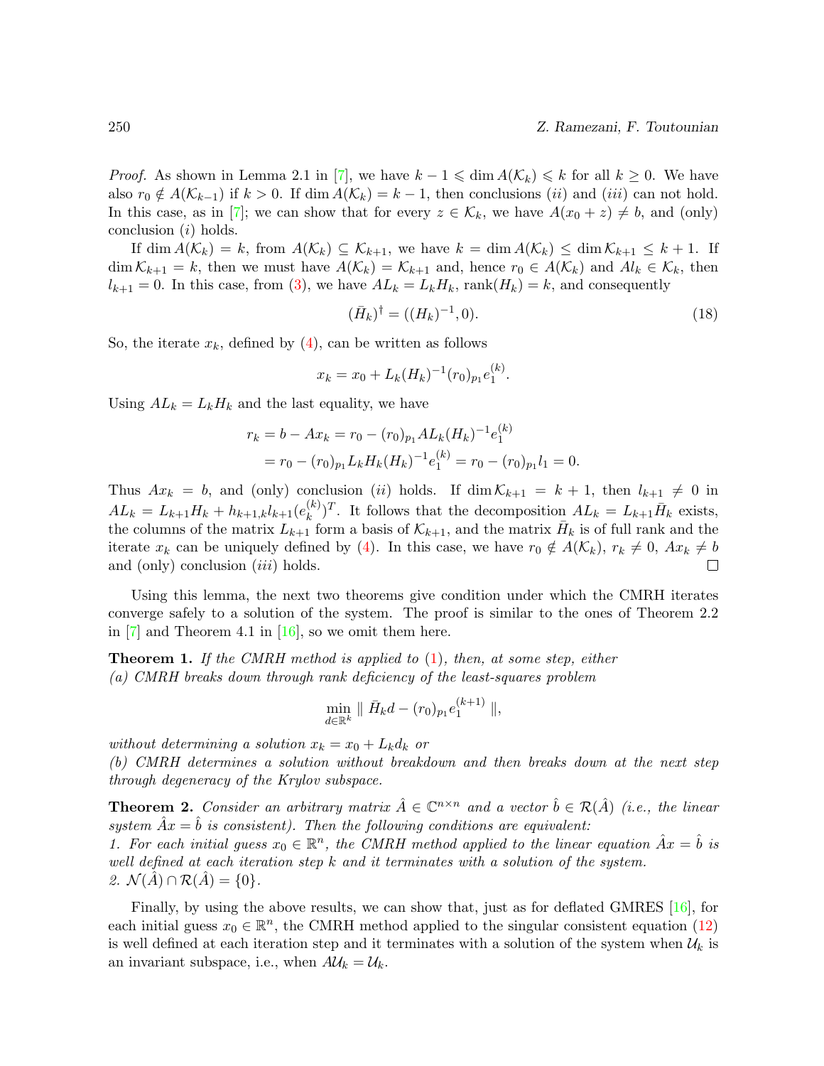*Proof.* As shown in Lemma 2.1 in [7], we have $k-1 \leqslant \dim A(\mathcal{K}_k) \leqslant k$ for all $k \geq 0$. We have also $r_0 \notin A(\mathcal{K}_{k-1})$ if $k > 0$. If $\dim A(\mathcal{K}_k) = k-1$, then conclusions $(ii)$ and $(iii)$ can not hold. In this case, as in [7]; we can show that for every $z \in \mathcal{K}_k$, we have $A(x_0 + z) \neq b$, and (only) conclusion $(i)$ holds.

If $\dim A(\mathcal{K}_k) = k$, from $A(\mathcal{K}_k) \subseteq \mathcal{K}_{k+1}$, we have $k = \dim A(\mathcal{K}_k) \leq \dim \mathcal{K}_{k+1} \leq k+1$. If $\dim \mathcal{K}_{k+1} = k$, then we must have $A(\mathcal{K}_k) = \mathcal{K}_{k+1}$ and, hence $r_0 \in A(\mathcal{K}_k)$ and $Al_k \in \mathcal{K}_k$, then $l_{k+1} = 0$. In this case, from (3), we have $AL_k = L_k H_k$, $\mathrm{rank}(H_k) = k$, and consequently

$$(\bar{H}_k)^{\dagger} = ((H_k)^{-1}, 0). \tag{18}$$

So, the iterate $x_k$, defined by (4), can be written as follows

$$x_k = x_0 + L_k (H_k)^{-1} (r_0)_{p_1} e_1^{(k)}.$$

Using $AL_k = L_k H_k$ and the last equality, we have

$$\begin{aligned} r_k = b - Ax_k &= r_0 - (r_0)_{p_1} A L_k (H_k)^{-1} e_1^{(k)} \\ &= r_0 - (r_0)_{p_1} L_k H_k (H_k)^{-1} e_1^{(k)} = r_0 - (r_0)_{p_1} l_1 = 0. \end{aligned}$$

Thus $Ax_k = b$, and (only) conclusion $(ii)$ holds. If $\dim \mathcal{K}_{k+1} = k+1$, then $l_{k+1} \neq 0$ in $AL_k = L_{k+1} H_k + h_{k+1,k} l_{k+1} (e_k^{(k)})^T$. It follows that the decomposition $AL_k = L_{k+1} \bar{H}_k$ exists, the columns of the matrix $L_{k+1}$ form a basis of $\mathcal{K}_{k+1}$, and the matrix $\bar{H}_k$ is of full rank and the iterate $x_k$ can be uniquely defined by (4). In this case, we have $r_0 \notin A(\mathcal{K}_k)$, $r_k \neq 0$, $Ax_k \neq b$ and (only) conclusion $(iii)$ holds. $\square$

Using this lemma, the next two theorems give condition under which the CMRH iterates converge safely to a solution of the system. The proof is similar to the ones of Theorem 2.2 in [7] and Theorem 4.1 in [16], so we omit them here.

**Theorem 1.** *If the CMRH method is applied to (1), then, at some step, either*
*(a) CMRH breaks down through rank deficiency of the least-squares problem*

$$\min_{d \in \mathbb{R}^k} \| \bar{H}_k d - (r_0)_{p_1} e_1^{(k+1)} \|,$$

*without determining a solution $x_k = x_0 + L_k d_k$ or*
*(b) CMRH determines a solution without breakdown and then breaks down at the next step through degeneracy of the Krylov subspace.*

**Theorem 2.** *Consider an arbitrary matrix $\hat{A} \in \mathbb{C}^{n \times n}$ and a vector $\hat{b} \in \mathcal{R}(\hat{A})$ (i.e., the linear system $\hat{A}x = \hat{b}$ is consistent). Then the following conditions are equivalent:*
*1. For each initial guess $x_0 \in \mathbb{R}^n$, the CMRH method applied to the linear equation $\hat{A}x = \hat{b}$ is well defined at each iteration step $k$ and it terminates with a solution of the system.*
*2. $\mathcal{N}(\hat{A}) \cap \mathcal{R}(\hat{A}) = \{0\}$.*

Finally, by using the above results, we can show that, just as for deflated GMRES [16], for each initial guess $x_0 \in \mathbb{R}^n$, the CMRH method applied to the singular consistent equation (12) is well defined at each iteration step and it terminates with a solution of the system when $\mathcal{U}_k$ is an invariant subspace, i.e., when $A\mathcal{U}_k = \mathcal{U}_k$.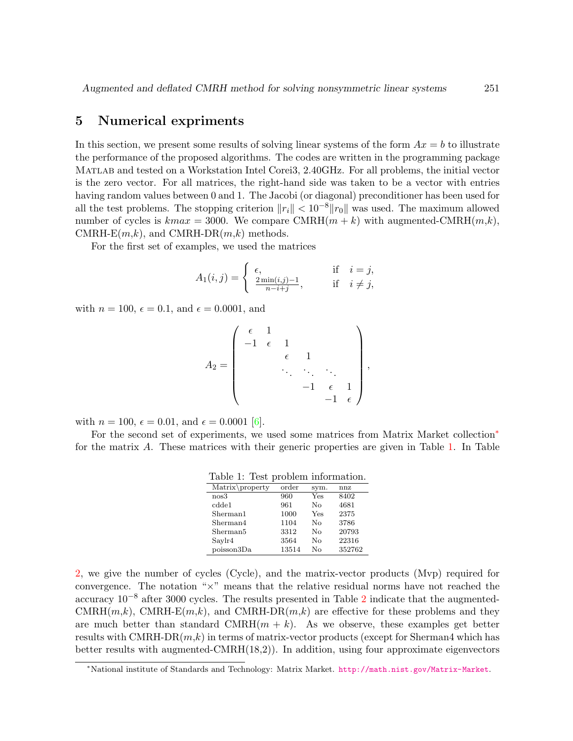## 5 Numerical expriments

In this section, we present some results of solving linear systems of the form $Ax = b$ to illustrate the performance of the proposed algorithms. The codes are written in the programming package MATLAB and tested on a Workstation Intel Corei3, 2.40GHz. For all problems, the initial vector is the zero vector. For all matrices, the right-hand side was taken to be a vector with entries having random values between 0 and 1. The Jacobi (or diagonal) preconditioner has been used for all the test problems. The stopping criterion $\|r_i\| < 10^{-8}\|r_0\|$ was used. The maximum allowed number of cycles is $kmax = 3000$. We compare CMRH($m+k$) with augmented-CMRH($m$,$k$), CMRH-E($m$,$k$), and CMRH-DR($m$,$k$) methods.

For the first set of examples, we used the matrices

$$A_1(i,j) = \begin{cases} \epsilon, & \text{if} \quad i = j, \\ \frac{2\min(i,j)-1}{n-i+j}, & \text{if} \quad i \neq j, \end{cases}$$

with $n = 100$, $\epsilon = 0.1$, and $\epsilon = 0.0001$, and

$$A_2 = \begin{pmatrix} \epsilon & 1 & & & & \\ -1 & \epsilon & 1 & & & \\ & & \epsilon & 1 & & \\ & & \ddots & \ddots & \ddots & \\ & & & -1 & \epsilon & 1 \\ & & & & -1 & \epsilon \end{pmatrix},$$

with $n = 100$, $\epsilon = 0.01$, and $\epsilon = 0.0001$ [6].

For the second set of experiments, we used some matrices from Matrix Market collection* for the matrix $A$. These matrices with their generic properties are given in Table 1. In Table 2, we give the number of cycles (Cycle), and the matrix-vector products (Mvp) required for convergence. The notation "×" means that the relative residual norms have not reached the accuracy $10^{-8}$ after 3000 cycles. The results presented in Table 2 indicate that the augmented-CMRH($m$,$k$), CMRH-E($m$,$k$), and CMRH-DR($m$,$k$) are effective for these problems and they are much better than standard CMRH($m+k$). As we observe, these examples get better results with CMRH-DR($m$,$k$) in terms of matrix-vector products (except for Sherman4 which has better results with augmented-CMRH(18,2)). In addition, using four approximate eigenvectors

Table 1: Test problem information.

| Matrix\property | order | sym. | nnz |
|---|---|---|---|
| nos3 | 960 | Yes | 8402 |
| cdde1 | 961 | No | 4681 |
| Sherman1 | 1000 | Yes | 2375 |
| Sherman4 | 1104 | No | 3786 |
| Sherman5 | 3312 | No | 20793 |
| Saylr4 | 3564 | No | 22316 |
| poisson3Da | 13514 | No | 352762 |

*National institute of Standards and Technology: Matrix Market. http://math.nist.gov/Matrix-Market.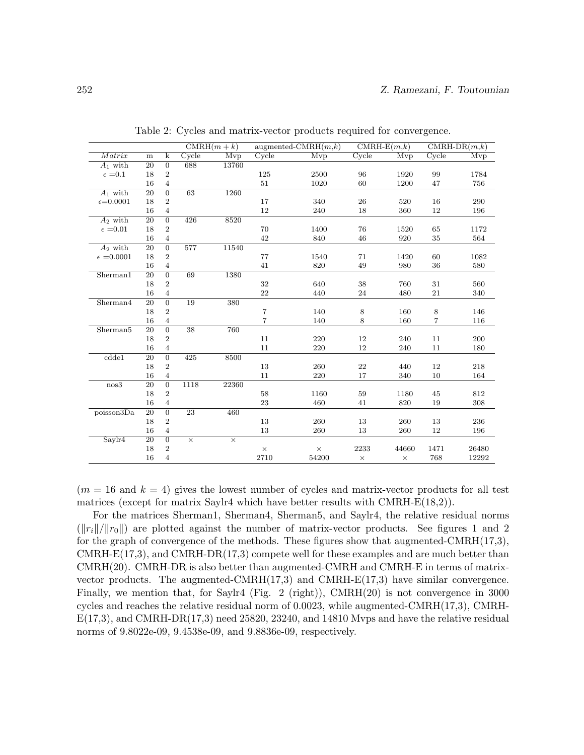Table 2: Cycles and matrix-vector products required for convergence.

| | | | CMRH($m+k$) | | augmented-CMRH($m$,$k$) | | CMRH-E($m$,$k$) | | CMRH-DR($m$,$k$) | |
|---|---|---|---|---|---|---|---|---|---|---|
| *Matrix* | m | k | Cycle | Mvp | Cycle | Mvp | Cycle | Mvp | Cycle | Mvp |
| $A_1$ with | 20 | 0 | 688 | 13760 | | | | | | |
| $\epsilon=0.1$ | 18 | 2 | | | 125 | 2500 | 96 | 1920 | 99 | 1784 |
| | 16 | 4 | | | 51 | 1020 | 60 | 1200 | 47 | 756 |
| $A_1$ with | 20 | 0 | 63 | 1260 | | | | | | |
| $\epsilon$=0.0001 | 18 | 2 | | | 17 | 340 | 26 | 520 | 16 | 290 |
| | 16 | 4 | | | 12 | 240 | 18 | 360 | 12 | 196 |
| $A_2$ with | 20 | 0 | 426 | 8520 | | | | | | |
| $\epsilon=0.01$ | 18 | 2 | | | 70 | 1400 | 76 | 1520 | 65 | 1172 |
| | 16 | 4 | | | 42 | 840 | 46 | 920 | 35 | 564 |
| $A_2$ with | 20 | 0 | 577 | 11540 | | | | | | |
| $\epsilon=0.0001$ | 18 | 2 | | | 77 | 1540 | 71 | 1420 | 60 | 1082 |
| | 16 | 4 | | | 41 | 820 | 49 | 980 | 36 | 580 |
| Sherman1 | 20 | 0 | 69 | 1380 | | | | | | |
| | 18 | 2 | | | 32 | 640 | 38 | 760 | 31 | 560 |
| | 16 | 4 | | | 22 | 440 | 24 | 480 | 21 | 340 |
| Sherman4 | 20 | 0 | 19 | 380 | | | | | | |
| | 18 | 2 | | | 7 | 140 | 8 | 160 | 8 | 146 |
| | 16 | 4 | | | 7 | 140 | 8 | 160 | 7 | 116 |
| Sherman5 | 20 | 0 | 38 | 760 | | | | | | |
| | 18 | 2 | | | 11 | 220 | 12 | 240 | 11 | 200 |
| | 16 | 4 | | | 11 | 220 | 12 | 240 | 11 | 180 |
| cdde1 | 20 | 0 | 425 | 8500 | | | | | | |
| | 18 | 2 | | | 13 | 260 | 22 | 440 | 12 | 218 |
| | 16 | 4 | | | 11 | 220 | 17 | 340 | 10 | 164 |
| nos3 | 20 | 0 | 1118 | 22360 | | | | | | |
| | 18 | 2 | | | 58 | 1160 | 59 | 1180 | 45 | 812 |
| | 16 | 4 | | | 23 | 460 | 41 | 820 | 19 | 308 |
| poisson3Da | 20 | 0 | 23 | 460 | | | | | | |
| | 18 | 2 | | | 13 | 260 | 13 | 260 | 13 | 236 |
| | 16 | 4 | | | 13 | 260 | 13 | 260 | 12 | 196 |
| Saylr4 | 20 | 0 | × | × | | | | | | |
| | 18 | 2 | | | × | × | 2233 | 44660 | 1471 | 26480 |
| | 16 | 4 | | | 2710 | 54200 | × | × | 768 | 12292 |

($m=16$ and $k=4$) gives the lowest number of cycles and matrix-vector products for all test matrices (except for matrix Saylr4 which have better results with CMRH-E(18,2)).

For the matrices Sherman1, Sherman4, Sherman5, and Saylr4, the relative residual norms ($\|r_i\|/\|r_0\|$) are plotted against the number of matrix-vector products. See figures 1 and 2 for the graph of convergence of the methods. These figures show that augmented-CMRH(17,3), CMRH-E(17,3), and CMRH-DR(17,3) compete well for these examples and are much better than CMRH(20). CMRH-DR is also better than augmented-CMRH and CMRH-E in terms of matrix-vector products. The augmented-CMRH(17,3) and CMRH-E(17,3) have similar convergence. Finally, we mention that, for Saylr4 (Fig. 2 (right)), CMRH(20) is not convergence in 3000 cycles and reaches the relative residual norm of 0.0023, while augmented-CMRH(17,3), CMRH-E(17,3), and CMRH-DR(17,3) need 25820, 23240, and 14810 Mvps and have the relative residual norms of 9.8022e-09, 9.4538e-09, and 9.8836e-09, respectively.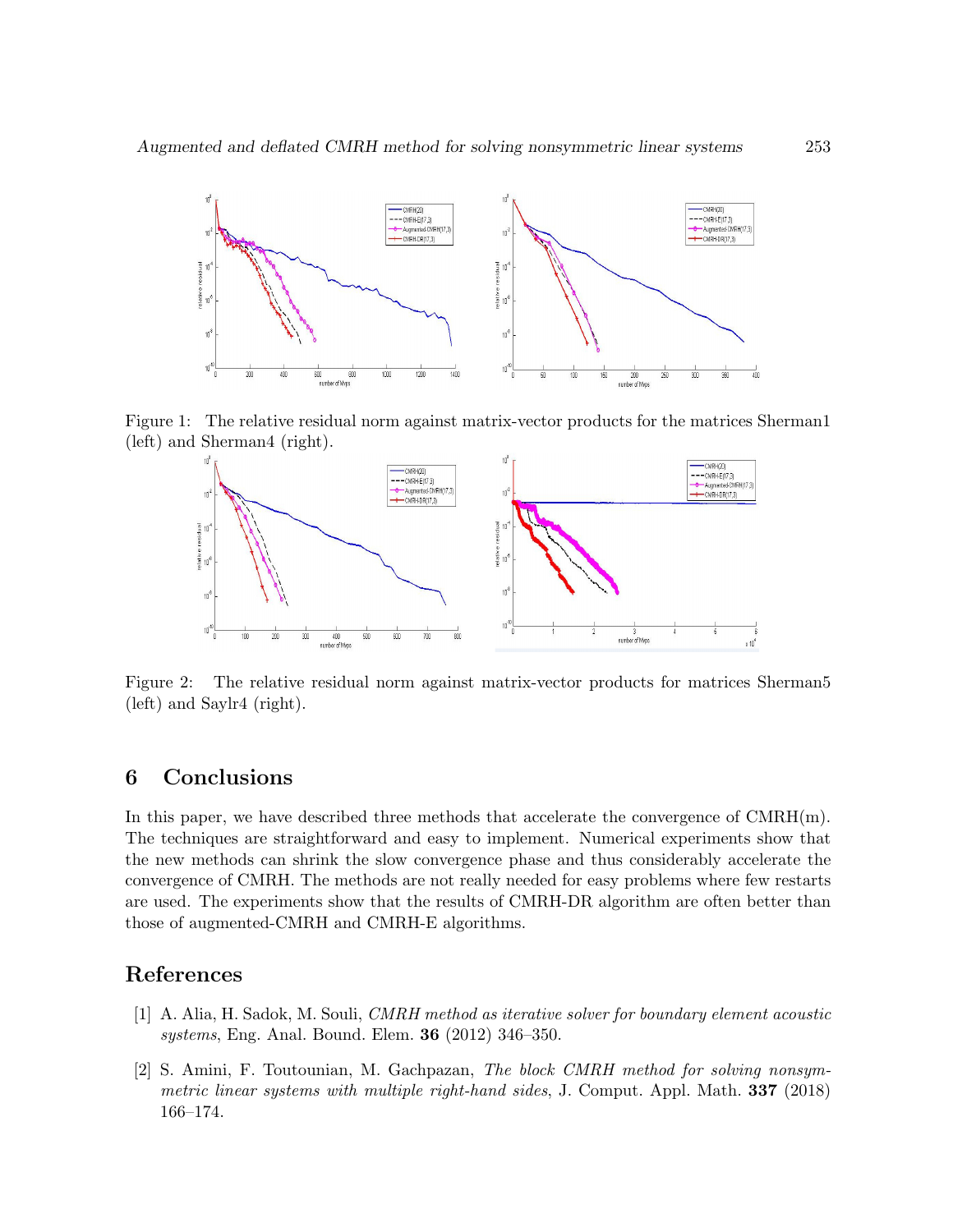Figure 1: The relative residual norm against matrix-vector products for the matrices Sherman1 (left) and Sherman4 (right).

Figure 2: The relative residual norm against matrix-vector products for matrices Sherman5 (left) and Saylr4 (right).

## 6 Conclusions

In this paper, we have described three methods that accelerate the convergence of CMRH(m). The techniques are straightforward and easy to implement. Numerical experiments show that the new methods can shrink the slow convergence phase and thus considerably accelerate the convergence of CMRH. The methods are not really needed for easy problems where few restarts are used. The experiments show that the results of CMRH-DR algorithm are often better than those of augmented-CMRH and CMRH-E algorithms.

## References

[1] A. Alia, H. Sadok, M. Souli, *CMRH method as iterative solver for boundary element acoustic systems*, Eng. Anal. Bound. Elem. **36** (2012) 346–350.

[2] S. Amini, F. Toutounian, M. Gachpazan, *The block CMRH method for solving nonsymmetric linear systems with multiple right-hand sides*, J. Comput. Appl. Math. **337** (2018) 166–174.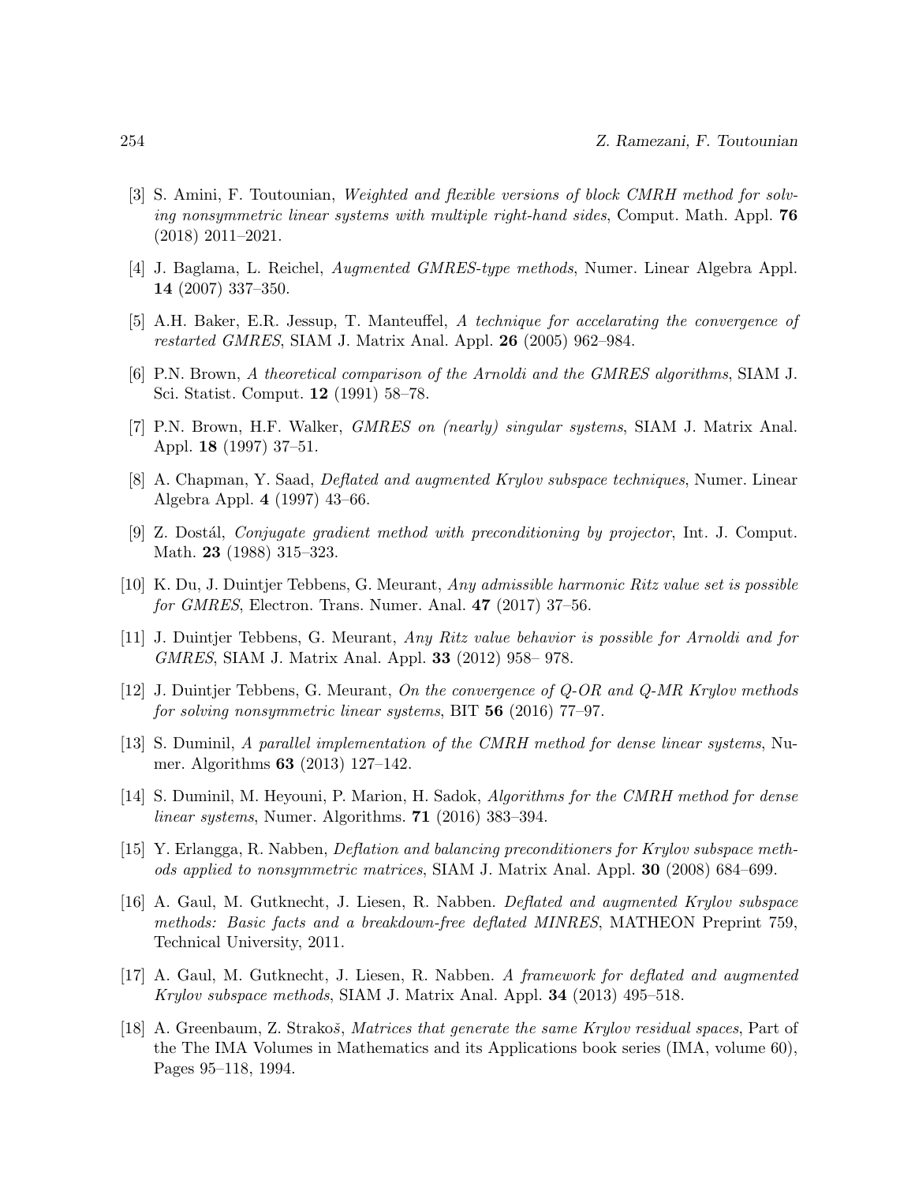[3] S. Amini, F. Toutounian, *Weighted and flexible versions of block CMRH method for solving nonsymmetric linear systems with multiple right-hand sides*, Comput. Math. Appl. **76** (2018) 2011–2021.

[4] J. Baglama, L. Reichel, *Augmented GMRES-type methods*, Numer. Linear Algebra Appl. **14** (2007) 337–350.

[5] A.H. Baker, E.R. Jessup, T. Manteuffel, *A technique for accelarating the convergence of restarted GMRES*, SIAM J. Matrix Anal. Appl. **26** (2005) 962–984.

[6] P.N. Brown, *A theoretical comparison of the Arnoldi and the GMRES algorithms*, SIAM J. Sci. Statist. Comput. **12** (1991) 58–78.

[7] P.N. Brown, H.F. Walker, *GMRES on (nearly) singular systems*, SIAM J. Matrix Anal. Appl. **18** (1997) 37–51.

[8] A. Chapman, Y. Saad, *Deflated and augmented Krylov subspace techniques*, Numer. Linear Algebra Appl. **4** (1997) 43–66.

[9] Z. Dostál, *Conjugate gradient method with preconditioning by projector*, Int. J. Comput. Math. **23** (1988) 315–323.

[10] K. Du, J. Duintjer Tebbens, G. Meurant, *Any admissible harmonic Ritz value set is possible for GMRES*, Electron. Trans. Numer. Anal. **47** (2017) 37–56.

[11] J. Duintjer Tebbens, G. Meurant, *Any Ritz value behavior is possible for Arnoldi and for GMRES*, SIAM J. Matrix Anal. Appl. **33** (2012) 958– 978.

[12] J. Duintjer Tebbens, G. Meurant, *On the convergence of Q-OR and Q-MR Krylov methods for solving nonsymmetric linear systems*, BIT **56** (2016) 77–97.

[13] S. Duminil, *A parallel implementation of the CMRH method for dense linear systems*, Numer. Algorithms **63** (2013) 127–142.

[14] S. Duminil, M. Heyouni, P. Marion, H. Sadok, *Algorithms for the CMRH method for dense linear systems*, Numer. Algorithms. **71** (2016) 383–394.

[15] Y. Erlangga, R. Nabben, *Deflation and balancing preconditioners for Krylov subspace methods applied to nonsymmetric matrices*, SIAM J. Matrix Anal. Appl. **30** (2008) 684–699.

[16] A. Gaul, M. Gutknecht, J. Liesen, R. Nabben. *Deflated and augmented Krylov subspace methods: Basic facts and a breakdown-free deflated MINRES*, MATHEON Preprint 759, Technical University, 2011.

[17] A. Gaul, M. Gutknecht, J. Liesen, R. Nabben. *A framework for deflated and augmented Krylov subspace methods*, SIAM J. Matrix Anal. Appl. **34** (2013) 495–518.

[18] A. Greenbaum, Z. Strakoš, *Matrices that generate the same Krylov residual spaces*, Part of the The IMA Volumes in Mathematics and its Applications book series (IMA, volume 60), Pages 95–118, 1994.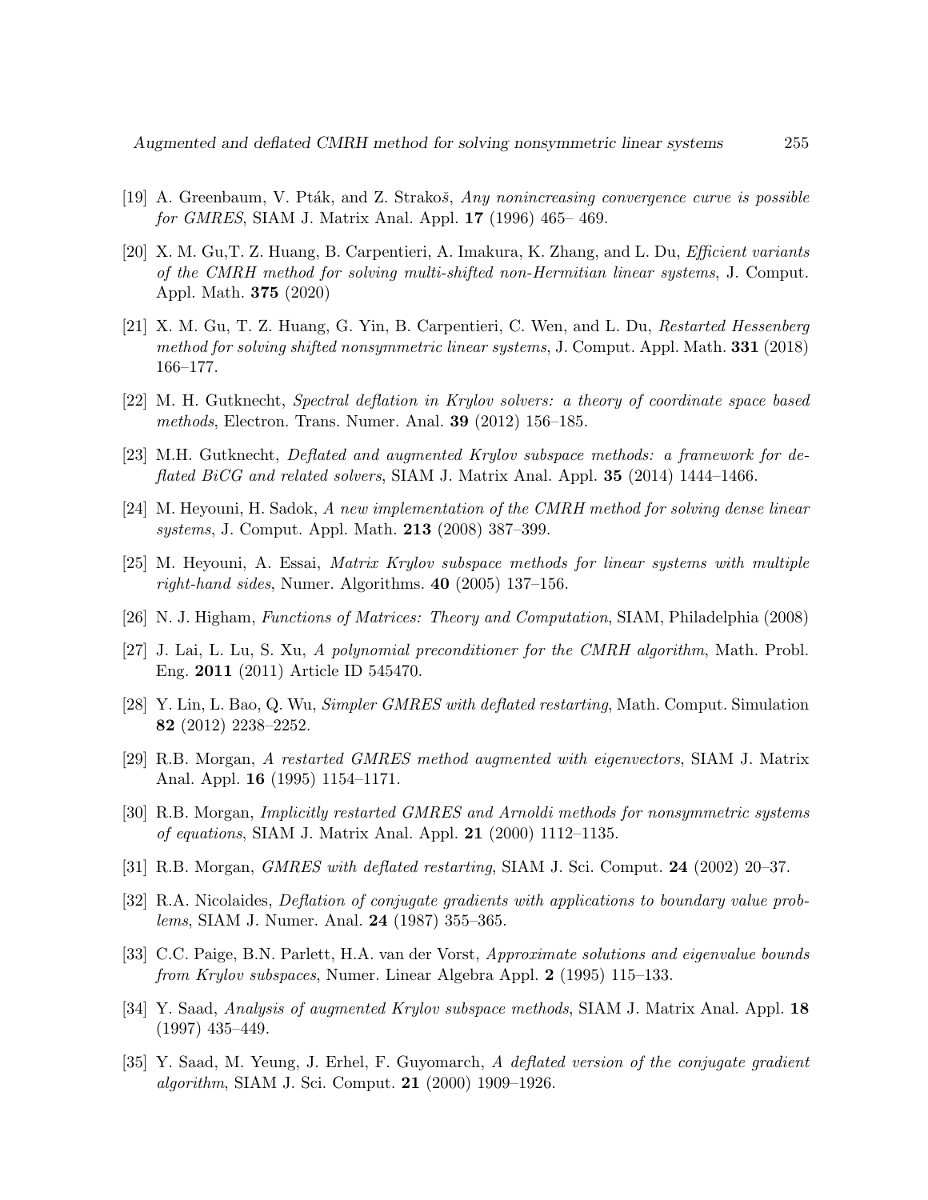[19] A. Greenbaum, V. Pták, and Z. Strakoš, *Any nonincreasing convergence curve is possible for GMRES*, SIAM J. Matrix Anal. Appl. **17** (1996) 465– 469.

[20] X. M. Gu,T. Z. Huang, B. Carpentieri, A. Imakura, K. Zhang, and L. Du, *Efficient variants of the CMRH method for solving multi-shifted non-Hermitian linear systems*, J. Comput. Appl. Math. **375** (2020)

[21] X. M. Gu, T. Z. Huang, G. Yin, B. Carpentieri, C. Wen, and L. Du, *Restarted Hessenberg method for solving shifted nonsymmetric linear systems*, J. Comput. Appl. Math. **331** (2018) 166–177.

[22] M. H. Gutknecht, *Spectral deflation in Krylov solvers: a theory of coordinate space based methods*, Electron. Trans. Numer. Anal. **39** (2012) 156–185.

[23] M.H. Gutknecht, *Deflated and augmented Krylov subspace methods: a framework for deflated BiCG and related solvers*, SIAM J. Matrix Anal. Appl. **35** (2014) 1444–1466.

[24] M. Heyouni, H. Sadok, *A new implementation of the CMRH method for solving dense linear systems*, J. Comput. Appl. Math. **213** (2008) 387–399.

[25] M. Heyouni, A. Essai, *Matrix Krylov subspace methods for linear systems with multiple right-hand sides*, Numer. Algorithms. **40** (2005) 137–156.

[26] N. J. Higham, *Functions of Matrices: Theory and Computation*, SIAM, Philadelphia (2008)

[27] J. Lai, L. Lu, S. Xu, *A polynomial preconditioner for the CMRH algorithm*, Math. Probl. Eng. **2011** (2011) Article ID 545470.

[28] Y. Lin, L. Bao, Q. Wu, *Simpler GMRES with deflated restarting*, Math. Comput. Simulation **82** (2012) 2238–2252.

[29] R.B. Morgan, *A restarted GMRES method augmented with eigenvectors*, SIAM J. Matrix Anal. Appl. **16** (1995) 1154–1171.

[30] R.B. Morgan, *Implicitly restarted GMRES and Arnoldi methods for nonsymmetric systems of equations*, SIAM J. Matrix Anal. Appl. **21** (2000) 1112–1135.

[31] R.B. Morgan, *GMRES with deflated restarting*, SIAM J. Sci. Comput. **24** (2002) 20–37.

[32] R.A. Nicolaides, *Deflation of conjugate gradients with applications to boundary value problems*, SIAM J. Numer. Anal. **24** (1987) 355–365.

[33] C.C. Paige, B.N. Parlett, H.A. van der Vorst, *Approximate solutions and eigenvalue bounds from Krylov subspaces*, Numer. Linear Algebra Appl. **2** (1995) 115–133.

[34] Y. Saad, *Analysis of augmented Krylov subspace methods*, SIAM J. Matrix Anal. Appl. **18** (1997) 435–449.

[35] Y. Saad, M. Yeung, J. Erhel, F. Guyomarch, *A deflated version of the conjugate gradient algorithm*, SIAM J. Sci. Comput. **21** (2000) 1909–1926.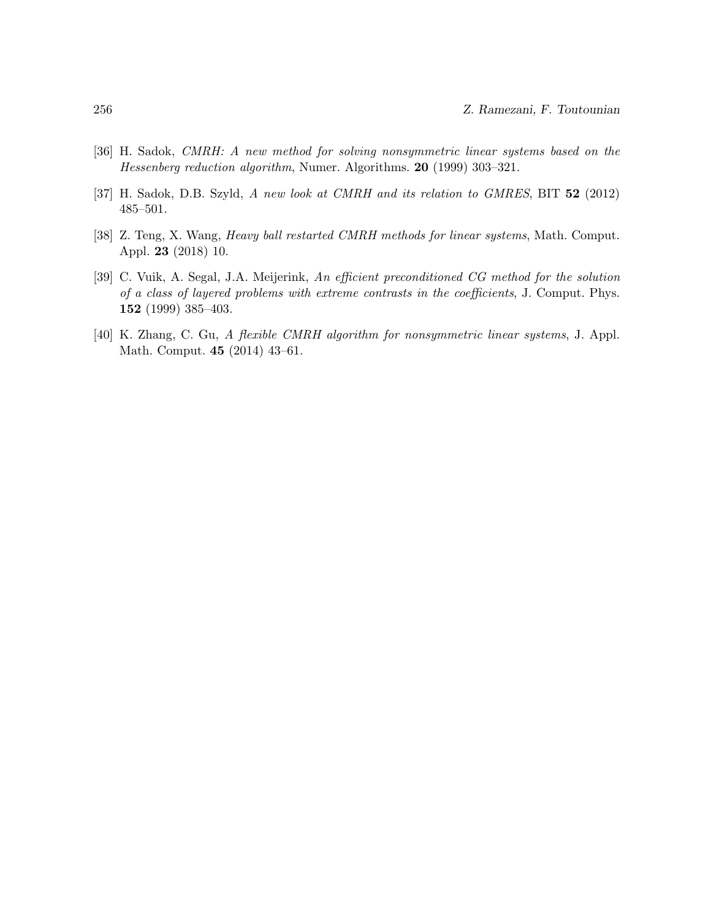[36] H. Sadok, *CMRH: A new method for solving nonsymmetric linear systems based on the Hessenberg reduction algorithm*, Numer. Algorithms. **20** (1999) 303–321.

[37] H. Sadok, D.B. Szyld, *A new look at CMRH and its relation to GMRES*, BIT **52** (2012) 485–501.

[38] Z. Teng, X. Wang, *Heavy ball restarted CMRH methods for linear systems*, Math. Comput. Appl. **23** (2018) 10.

[39] C. Vuik, A. Segal, J.A. Meijerink, *An efficient preconditioned CG method for the solution of a class of layered problems with extreme contrasts in the coefficients*, J. Comput. Phys. **152** (1999) 385–403.

[40] K. Zhang, C. Gu, *A flexible CMRH algorithm for nonsymmetric linear systems*, J. Appl. Math. Comput. **45** (2014) 43–61.